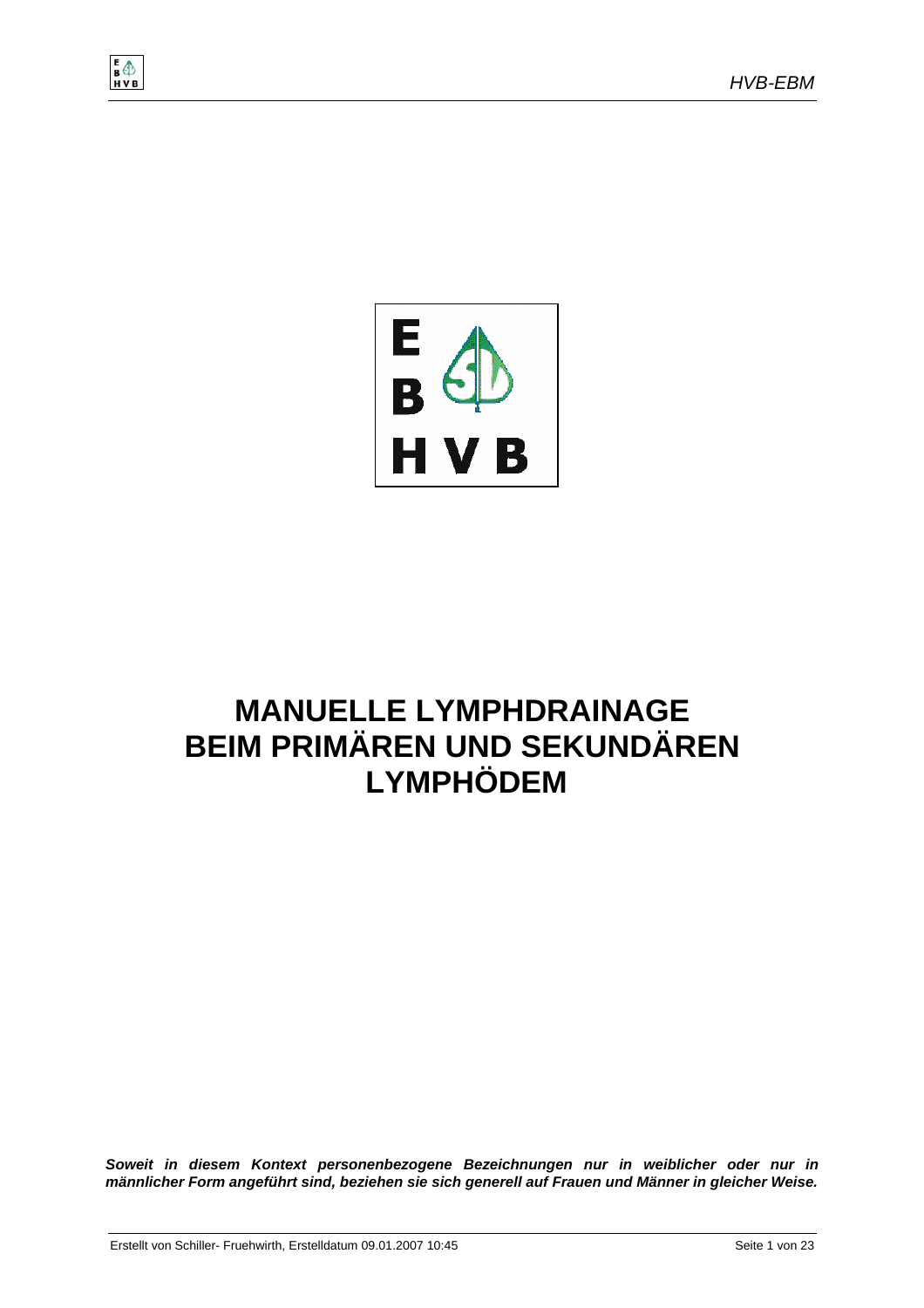# MANUELLE LYMPHDRAINAGE BEIM PRIMÄREN UND SEKUNDÄREN LYMPHÖDEM

***Soweit in diesem Kontext personenbezogene Bezeichnungen nur in weiblicher oder nur in männlicher Form angeführt sind, beziehen sie sich generell auf Frauen und Männer in gleicher Weise.***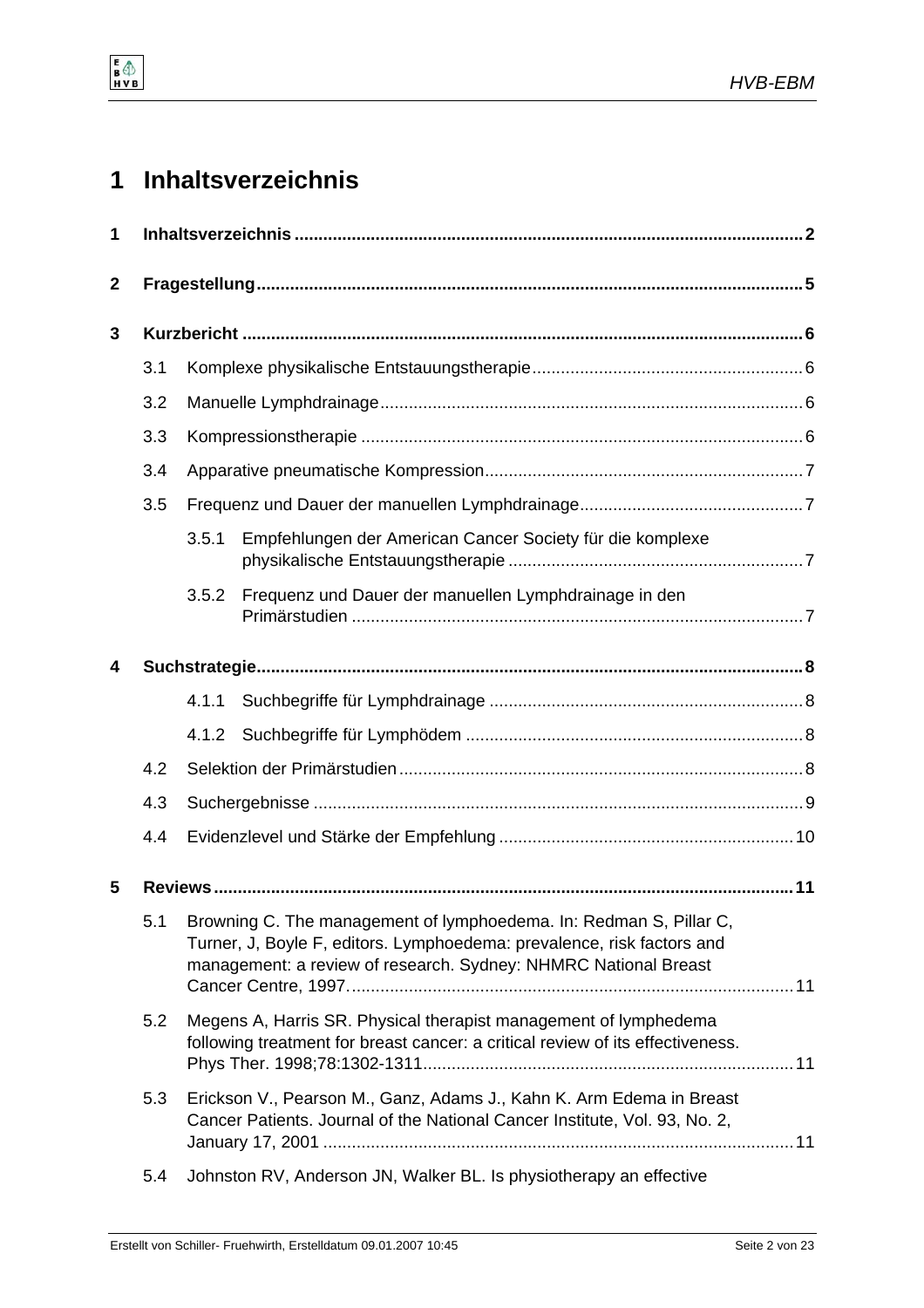# 1 Inhaltsverzeichnis

**1 Inhaltsverzeichnis** ..... **2**

**2 Fragestellung** ..... **5**

**3 Kurzbericht** ..... **6**

- 3.1 Komplexe physikalische Entstauungstherapie ..... 6
- 3.2 Manuelle Lymphdrainage ..... 6
- 3.3 Kompressionstherapie ..... 6
- 3.4 Apparative pneumatische Kompression ..... 7
- 3.5 Frequenz und Dauer der manuellen Lymphdrainage ..... 7
  - 3.5.1 Empfehlungen der American Cancer Society für die komplexe physikalische Entstauungstherapie ..... 7
  - 3.5.2 Frequenz und Dauer der manuellen Lymphdrainage in den Primärstudien ..... 7

**4 Suchstrategie** ..... **8**

  - 4.1.1 Suchbegriffe für Lymphdrainage ..... 8
  - 4.1.2 Suchbegriffe für Lymphödem ..... 8
- 4.2 Selektion der Primärstudien ..... 8
- 4.3 Suchergebnisse ..... 9
- 4.4 Evidenzlevel und Stärke der Empfehlung ..... 10

**5 Reviews** ..... **11**

- 5.1 Browning C. The management of lymphoedema. In: Redman S, Pillar C, Turner, J, Boyle F, editors. Lymphoedema: prevalence, risk factors and management: a review of research. Sydney: NHMRC National Breast Cancer Centre, 1997. ..... 11
- 5.2 Megens A, Harris SR. Physical therapist management of lymphedema following treatment for breast cancer: a critical review of its effectiveness. Phys Ther. 1998;78:1302-1311 ..... 11
- 5.3 Erickson V., Pearson M., Ganz, Adams J., Kahn K. Arm Edema in Breast Cancer Patients. Journal of the National Cancer Institute, Vol. 93, No. 2, January 17, 2001 ..... 11
- 5.4 Johnston RV, Anderson JN, Walker BL. Is physiotherapy an effective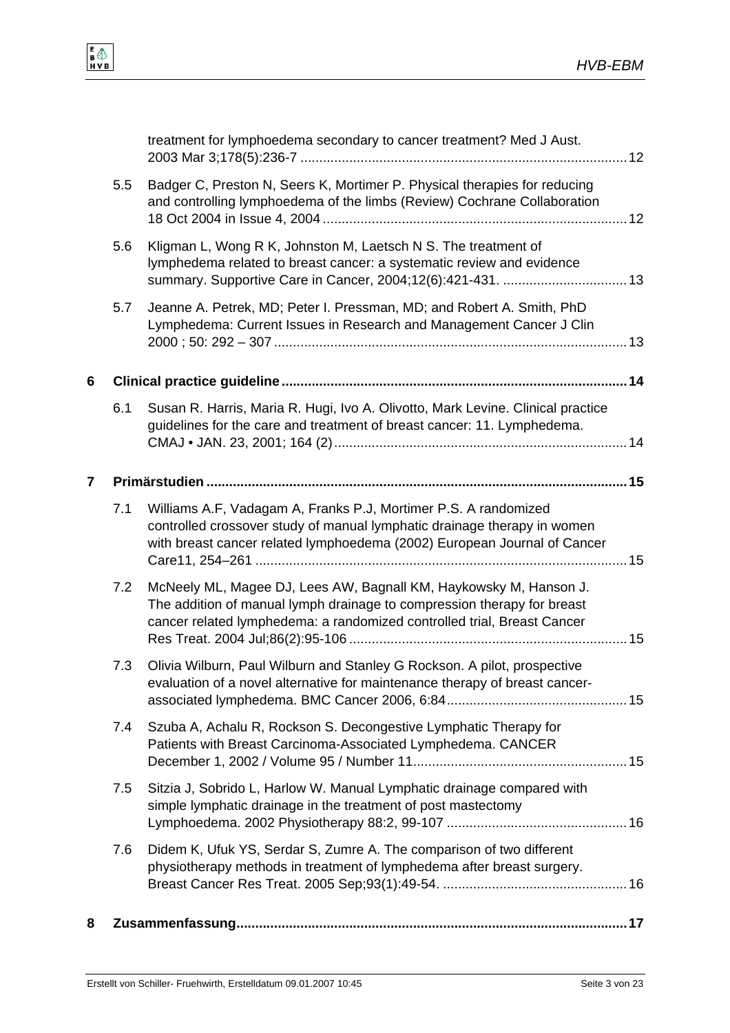treatment for lymphoedema secondary to cancer treatment? Med J Aust. 2003 Mar 3;178(5):236-7 ........................................................................................ 12

5.5 Badger C, Preston N, Seers K, Mortimer P. Physical therapies for reducing and controlling lymphoedema of the limbs (Review) Cochrane Collaboration 18 Oct 2004 in Issue 4, 2004 ................................................................................ 12

5.6 Kligman L, Wong R K, Johnston M, Laetsch N S. The treatment of lymphedema related to breast cancer: a systematic review and evidence summary. Supportive Care in Cancer, 2004;12(6):421-431. ................................. 13

5.7 Jeanne A. Petrek, MD; Peter I. Pressman, MD; and Robert A. Smith, PhD Lymphedema: Current Issues in Research and Management Cancer J Clin 2000 ; 50: 292 – 307 ............................................................................................. 13

**6 Clinical practice guideline ........................................................................................ 14**

6.1 Susan R. Harris, Maria R. Hugi, Ivo A. Olivotto, Mark Levine. Clinical practice guidelines for the care and treatment of breast cancer: 11. Lymphedema. CMAJ • JAN. 23, 2001; 164 (2) ............................................................................. 14

**7 Primärstudien ............................................................................................................. 15**

7.1 Williams A.F, Vadagam A, Franks P.J, Mortimer P.S. A randomized controlled crossover study of manual lymphatic drainage therapy in women with breast cancer related lymphoedema (2002) European Journal of Cancer Care11, 254–261 .................................................................................................. 15

7.2 McNeely ML, Magee DJ, Lees AW, Bagnall KM, Haykowsky M, Hanson J. The addition of manual lymph drainage to compression therapy for breast cancer related lymphedema: a randomized controlled trial, Breast Cancer Res Treat. 2004 Jul;86(2):95-106 ......................................................................... 15

7.3 Olivia Wilburn, Paul Wilburn and Stanley G Rockson. A pilot, prospective evaluation of a novel alternative for maintenance therapy of breast cancer-associated lymphedema. BMC Cancer 2006, 6:84 ................................................ 15

7.4 Szuba A, Achalu R, Rockson S. Decongestive Lymphatic Therapy for Patients with Breast Carcinoma-Associated Lymphedema. CANCER December 1, 2002 / Volume 95 / Number 11 ......................................................... 15

7.5 Sitzia J, Sobrido L, Harlow W. Manual Lymphatic drainage compared with simple lymphatic drainage in the treatment of post mastectomy Lymphoedema. 2002 Physiotherapy 88:2, 99-107 ................................................ 16

7.6 Didem K, Ufuk YS, Serdar S, Zumre A. The comparison of two different physiotherapy methods in treatment of lymphedema after breast surgery. Breast Cancer Res Treat. 2005 Sep;93(1):49-54. ................................................. 16

**8 Zusammenfassung ...................................................................................................... 17**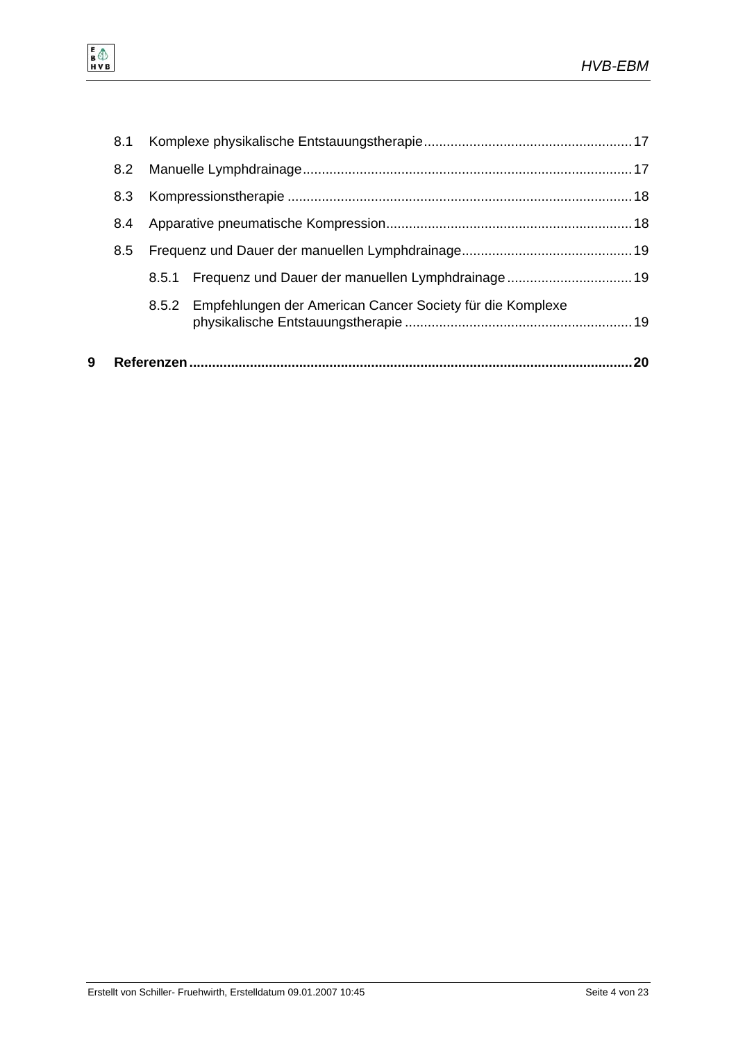8.1 Komplexe physikalische Entstauungstherapie ........ 17

8.2 Manuelle Lymphdrainage ........ 17

8.3 Kompressionstherapie ........ 18

8.4 Apparative pneumatische Kompression ........ 18

8.5 Frequenz und Dauer der manuellen Lymphdrainage ........ 19

8.5.1 Frequenz und Dauer der manuellen Lymphdrainage ........ 19

8.5.2 Empfehlungen der American Cancer Society für die Komplexe physikalische Entstauungstherapie ........ 19

**9 Referenzen ........ 20**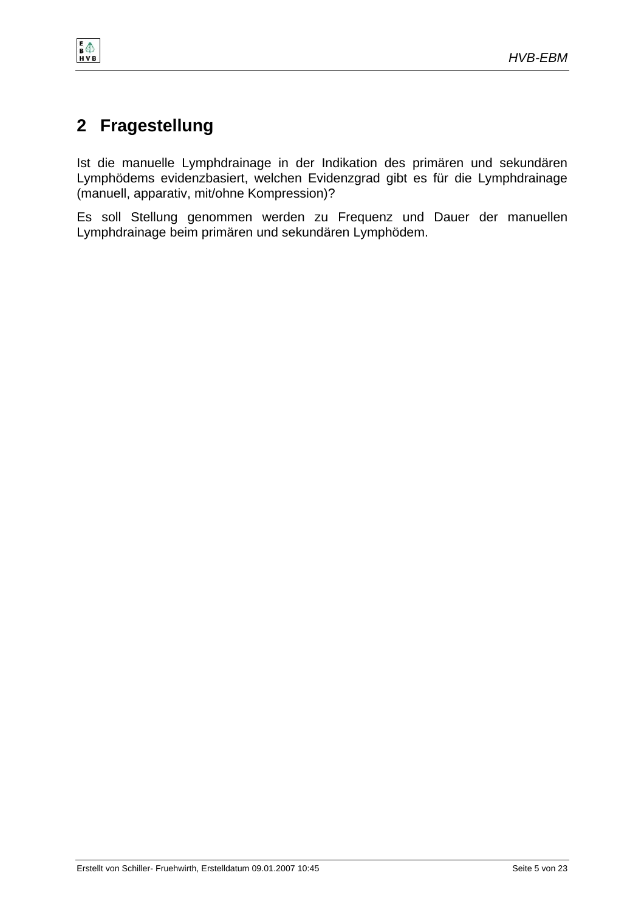## 2 Fragestellung

Ist die manuelle Lymphdrainage in der Indikation des primären und sekundären Lymphödems evidenzbasiert, welchen Evidenzgrad gibt es für die Lymphdrainage (manuell, apparativ, mit/ohne Kompression)?

Es soll Stellung genommen werden zu Frequenz und Dauer der manuellen Lymphdrainage beim primären und sekundären Lymphödem.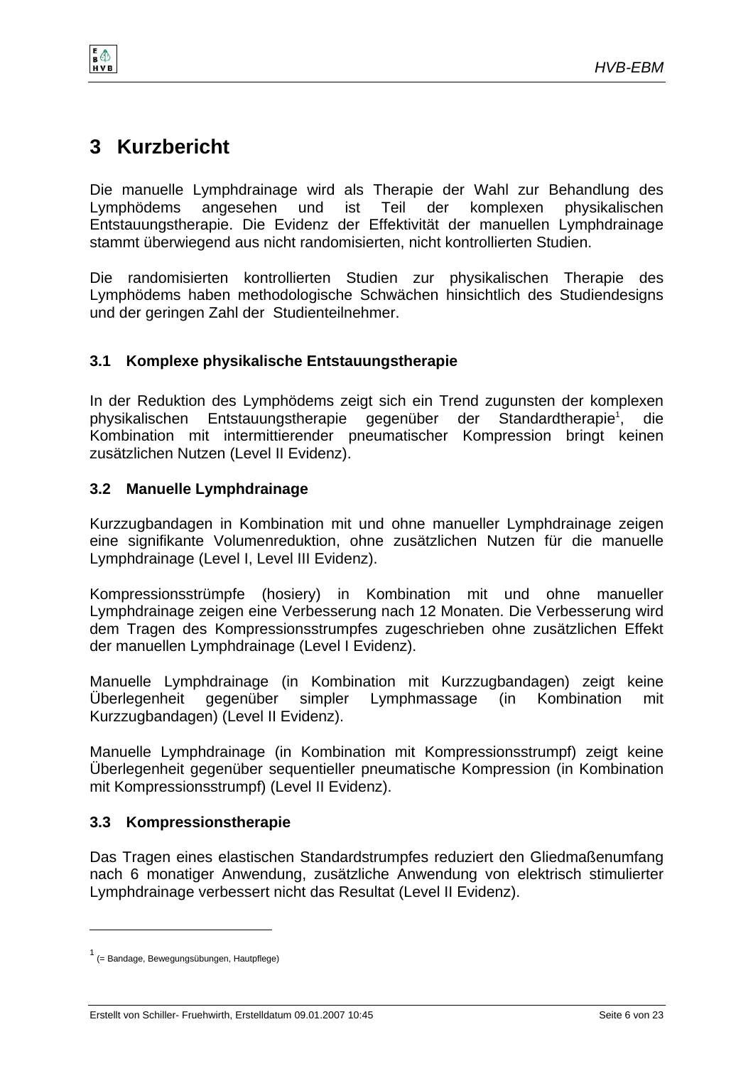# 3 Kurzbericht

Die manuelle Lymphdrainage wird als Therapie der Wahl zur Behandlung des Lymphödems angesehen und ist Teil der komplexen physikalischen Entstauungstherapie. Die Evidenz der Effektivität der manuellen Lymphdrainage stammt überwiegend aus nicht randomisierten, nicht kontrollierten Studien.

Die randomisierten kontrollierten Studien zur physikalischen Therapie des Lymphödems haben methodologische Schwächen hinsichtlich des Studiendesigns und der geringen Zahl der Studienteilnehmer.

## 3.1 Komplexe physikalische Entstauungstherapie

In der Reduktion des Lymphödems zeigt sich ein Trend zugunsten der komplexen physikalischen Entstauungstherapie gegenüber der Standardtherapie[1], die Kombination mit intermittierender pneumatischer Kompression bringt keinen zusätzlichen Nutzen (Level II Evidenz).

## 3.2 Manuelle Lymphdrainage

Kurzzugbandagen in Kombination mit und ohne manueller Lymphdrainage zeigen eine signifikante Volumenreduktion, ohne zusätzlichen Nutzen für die manuelle Lymphdrainage (Level I, Level III Evidenz).

Kompressionsstrümpfe (hosiery) in Kombination mit und ohne manueller Lymphdrainage zeigen eine Verbesserung nach 12 Monaten. Die Verbesserung wird dem Tragen des Kompressionsstrumpfes zugeschrieben ohne zusätzlichen Effekt der manuellen Lymphdrainage (Level I Evidenz).

Manuelle Lymphdrainage (in Kombination mit Kurzzugbandagen) zeigt keine Überlegenheit gegenüber simpler Lymphmassage (in Kombination mit Kurzzugbandagen) (Level II Evidenz).

Manuelle Lymphdrainage (in Kombination mit Kompressionsstrumpf) zeigt keine Überlegenheit gegenüber sequentieller pneumatische Kompression (in Kombination mit Kompressionsstrumpf) (Level II Evidenz).

## 3.3 Kompressionstherapie

Das Tragen eines elastischen Standardstrumpfes reduziert den Gliedmaßenumfang nach 6 monatiger Anwendung, zusätzliche Anwendung von elektrisch stimulierter Lymphdrainage verbessert nicht das Resultat (Level II Evidenz).

---

[1] (= Bandage, Bewegungsübungen, Hautpflege)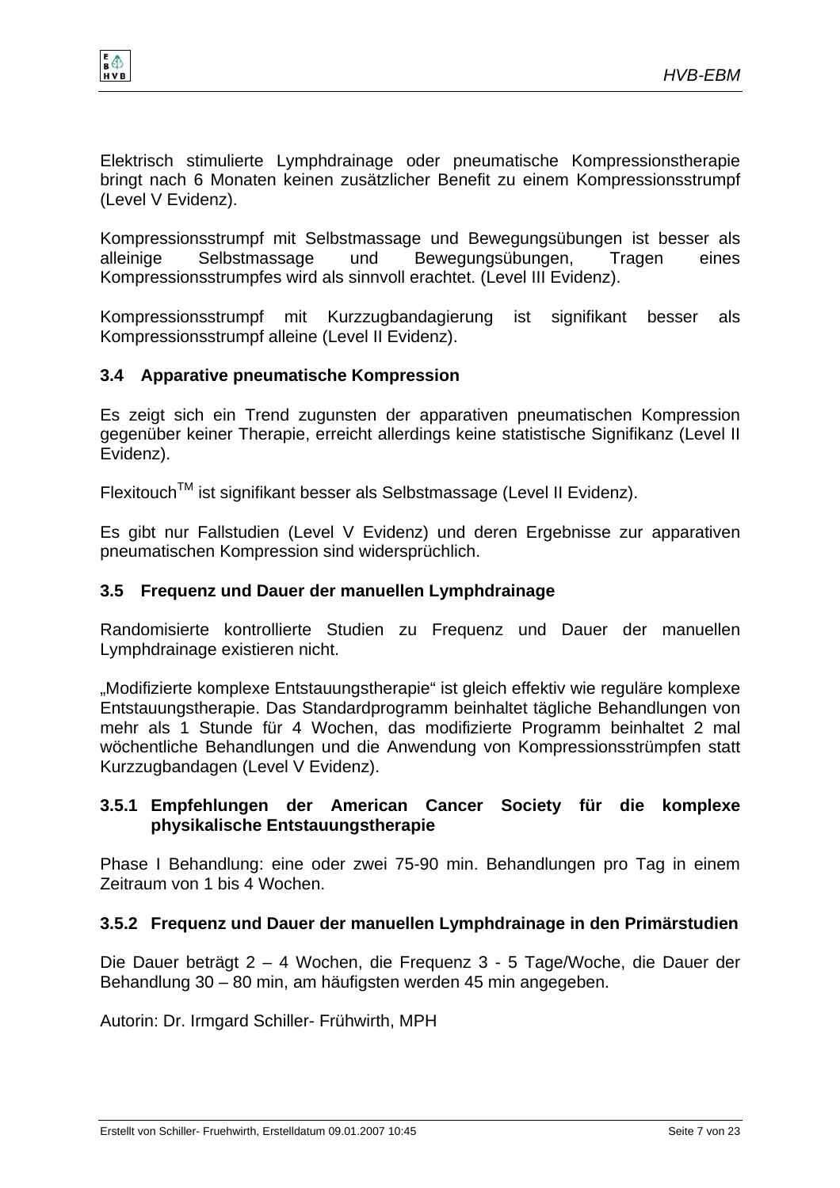Elektrisch stimulierte Lymphdrainage oder pneumatische Kompressionstherapie bringt nach 6 Monaten keinen zusätzlicher Benefit zu einem Kompressionsstrumpf (Level V Evidenz).

Kompressionsstrumpf mit Selbstmassage und Bewegungsübungen ist besser als alleinige Selbstmassage und Bewegungsübungen, Tragen eines Kompressionsstrumpfes wird als sinnvoll erachtet. (Level III Evidenz).

Kompressionsstrumpf mit Kurzzugbandagierung ist signifikant besser als Kompressionsstrumpf alleine (Level II Evidenz).

### 3.4 Apparative pneumatische Kompression

Es zeigt sich ein Trend zugunsten der apparativen pneumatischen Kompression gegenüber keiner Therapie, erreicht allerdings keine statistische Signifikanz (Level II Evidenz).

Flexitouch™ ist signifikant besser als Selbstmassage (Level II Evidenz).

Es gibt nur Fallstudien (Level V Evidenz) und deren Ergebnisse zur apparativen pneumatischen Kompression sind widersprüchlich.

### 3.5 Frequenz und Dauer der manuellen Lymphdrainage

Randomisierte kontrollierte Studien zu Frequenz und Dauer der manuellen Lymphdrainage existieren nicht.

„Modifizierte komplexe Entstauungstherapie" ist gleich effektiv wie reguläre komplexe Entstauungstherapie. Das Standardprogramm beinhaltet tägliche Behandlungen von mehr als 1 Stunde für 4 Wochen, das modifizierte Programm beinhaltet 2 mal wöchentliche Behandlungen und die Anwendung von Kompressionsstrümpfen statt Kurzzugbandagen (Level V Evidenz).

#### 3.5.1 Empfehlungen der American Cancer Society für die komplexe physikalische Entstauungstherapie

Phase I Behandlung: eine oder zwei 75-90 min. Behandlungen pro Tag in einem Zeitraum von 1 bis 4 Wochen.

#### 3.5.2 Frequenz und Dauer der manuellen Lymphdrainage in den Primärstudien

Die Dauer beträgt 2 – 4 Wochen, die Frequenz 3 - 5 Tage/Woche, die Dauer der Behandlung 30 – 80 min, am häufigsten werden 45 min angegeben.

Autorin: Dr. Irmgard Schiller- Frühwirth, MPH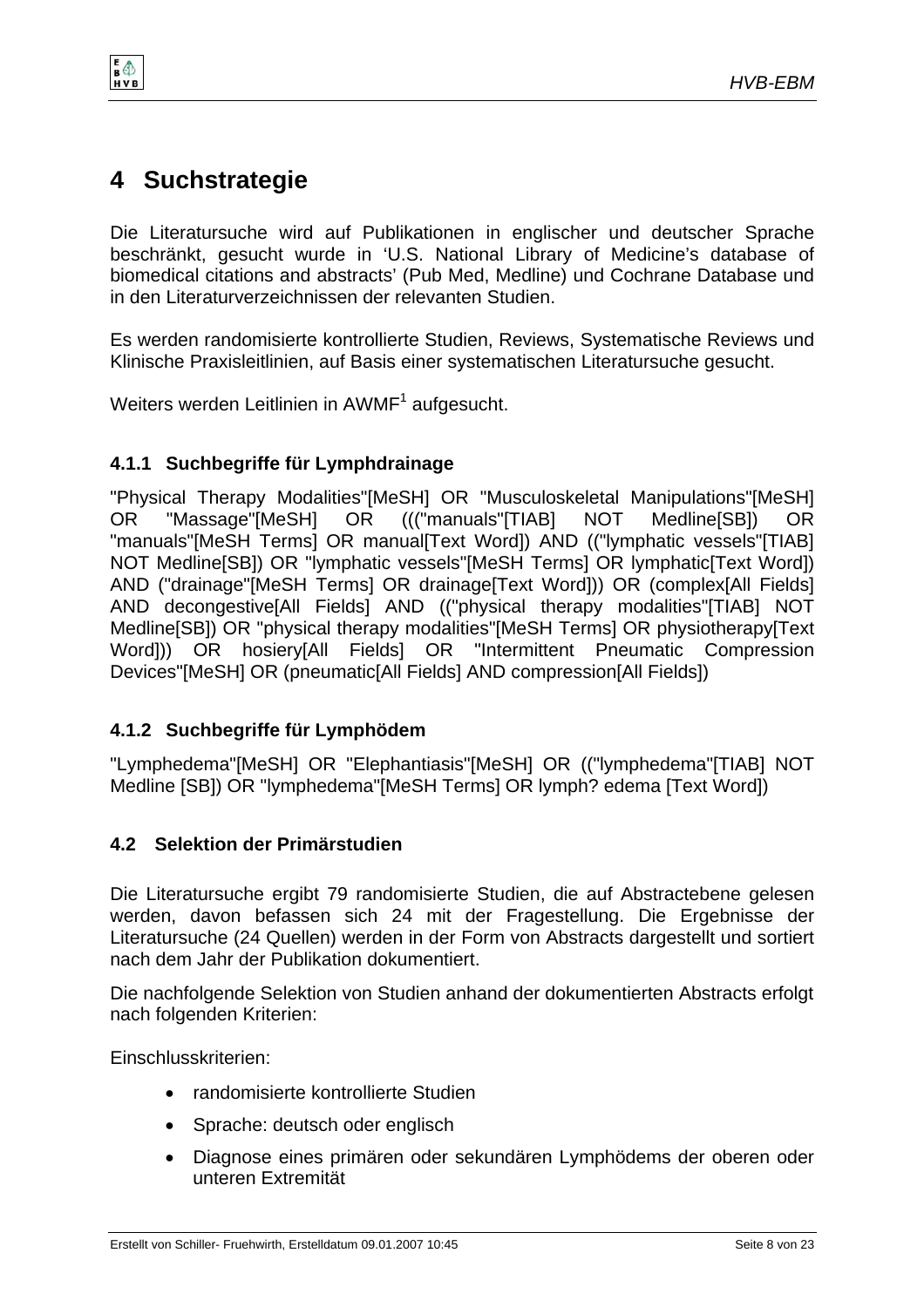# 4 Suchstrategie

Die Literatursuche wird auf Publikationen in englischer und deutscher Sprache beschränkt, gesucht wurde in ‘U.S. National Library of Medicine’s database of biomedical citations and abstracts’ (Pub Med, Medline) und Cochrane Database und in den Literaturverzeichnissen der relevanten Studien.

Es werden randomisierte kontrollierte Studien, Reviews, Systematische Reviews und Klinische Praxisleitlinien, auf Basis einer systematischen Literatursuche gesucht.

Weiters werden Leitlinien in AWMF[1] aufgesucht.

### 4.1.1 Suchbegriffe für Lymphdrainage

"Physical Therapy Modalities"[MeSH] OR "Musculoskeletal Manipulations"[MeSH] OR "Massage"[MeSH] OR ((("manuals"[TIAB] NOT Medline[SB]) OR "manuals"[MeSH Terms] OR manual[Text Word]) AND (("lymphatic vessels"[TIAB] NOT Medline[SB]) OR "lymphatic vessels"[MeSH Terms] OR lymphatic[Text Word]) AND ("drainage"[MeSH Terms] OR drainage[Text Word])) OR (complex[All Fields] AND decongestive[All Fields] AND (("physical therapy modalities"[TIAB] NOT Medline[SB]) OR "physical therapy modalities"[MeSH Terms] OR physiotherapy[Text Word])) OR hosiery[All Fields] OR "Intermittent Pneumatic Compression Devices"[MeSH] OR (pneumatic[All Fields] AND compression[All Fields])

### 4.1.2 Suchbegriffe für Lymphödem

"Lymphedema"[MeSH] OR "Elephantiasis"[MeSH] OR (("lymphedema"[TIAB] NOT Medline [SB]) OR "lymphedema"[MeSH Terms] OR lymph? edema [Text Word])

## 4.2 Selektion der Primärstudien

Die Literatursuche ergibt 79 randomisierte Studien, die auf Abstractebene gelesen werden, davon befassen sich 24 mit der Fragestellung. Die Ergebnisse der Literatursuche (24 Quellen) werden in der Form von Abstracts dargestellt und sortiert nach dem Jahr der Publikation dokumentiert.

Die nachfolgende Selektion von Studien anhand der dokumentierten Abstracts erfolgt nach folgenden Kriterien:

Einschlusskriterien:

- randomisierte kontrollierte Studien
- Sprache: deutsch oder englisch
- Diagnose eines primären oder sekundären Lymphödems der oberen oder unteren Extremität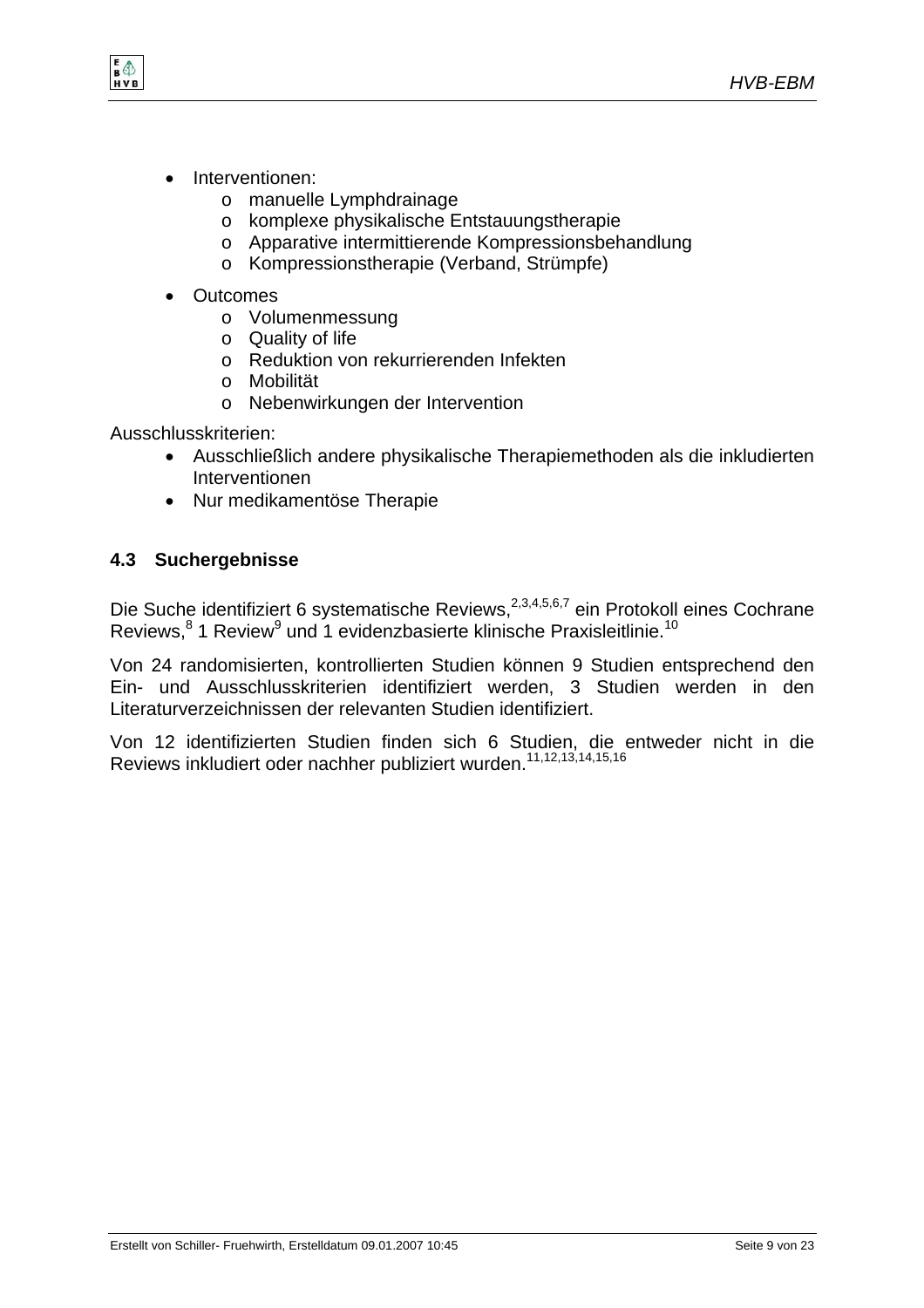- Interventionen:
  - manuelle Lymphdrainage
  - komplexe physikalische Entstauungstherapie
  - Apparative intermittierende Kompressionsbehandlung
  - Kompressionstherapie (Verband, Strümpfe)
- Outcomes
  - Volumenmessung
  - Quality of life
  - Reduktion von rekurrierenden Infekten
  - Mobilität
  - Nebenwirkungen der Intervention

Ausschlusskriterien:

- Ausschließlich andere physikalische Therapiemethoden als die inkludierten Interventionen
- Nur medikamentöse Therapie

### 4.3 Suchergebnisse

Die Suche identifiziert 6 systematische Reviews,[2,3,4,5,6,7] ein Protokoll eines Cochrane Reviews,[8] 1 Review[9] und 1 evidenzbasierte klinische Praxisleitlinie.[10]

Von 24 randomisierten, kontrollierten Studien können 9 Studien entsprechend den Ein- und Ausschlusskriterien identifiziert werden, 3 Studien werden in den Literaturverzeichnissen der relevanten Studien identifiziert.

Von 12 identifizierten Studien finden sich 6 Studien, die entweder nicht in die Reviews inkludiert oder nachher publiziert wurden.[11,12,13,14,15,16]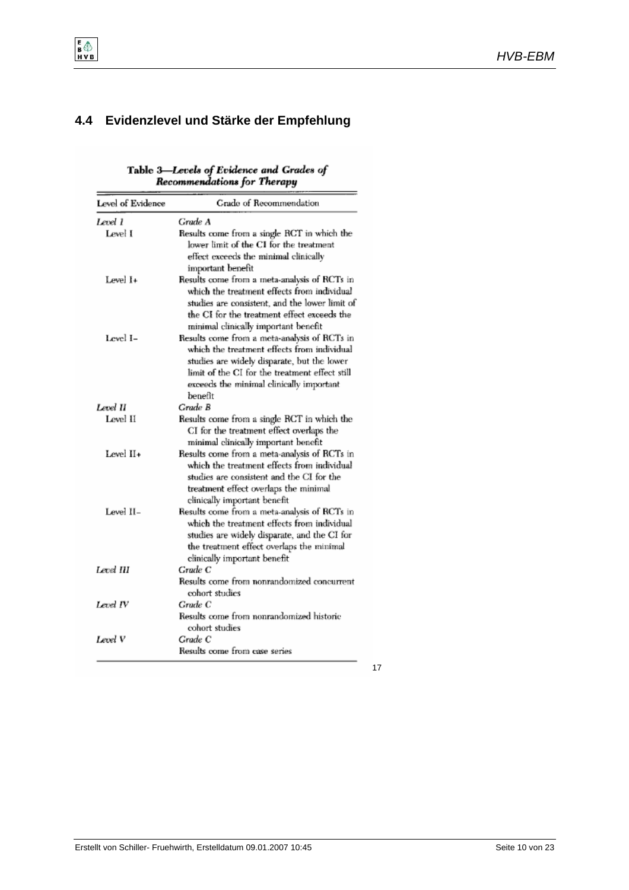## 4.4 Evidenzlevel und Stärke der Empfehlung

**Table 3—*Levels of Evidence and Grades of Recommendations for Therapy***

| Level of Evidence | Grade of Recommendation |
|---|---|
| *Level I* | *Grade A* |
| Level I | Results come from a single RCT in which the lower limit of the CI for the treatment effect exceeds the minimal clinically important benefit |
| Level I+ | Results come from a meta-analysis of RCTs in which the treatment effects from individual studies are consistent, and the lower limit of the CI for the treatment effect exceeds the minimal clinically important benefit |
| Level I− | Results come from a meta-analysis of RCTs in which the treatment effects from individual studies are widely disparate, but the lower limit of the CI for the treatment effect still exceeds the minimal clinically important benefit |
| *Level II* | *Grade B* |
| Level II | Results come from a single RCT in which the CI for the treatment effect overlaps the minimal clinically important benefit |
| Level II+ | Results come from a meta-analysis of RCTs in which the treatment effects from individual studies are consistent and the CI for the treatment effect overlaps the minimal clinically important benefit |
| Level II− | Results come from a meta-analysis of RCTs in which the treatment effects from individual studies are widely disparate, and the CI for the treatment effect overlaps the minimal clinically important benefit |
| *Level III* | *Grade C* Results come from nonrandomized concurrent cohort studies |
| *Level IV* | *Grade C* Results come from nonrandomized historic cohort studies |
| *Level V* | *Grade C* Results come from case series |

[17]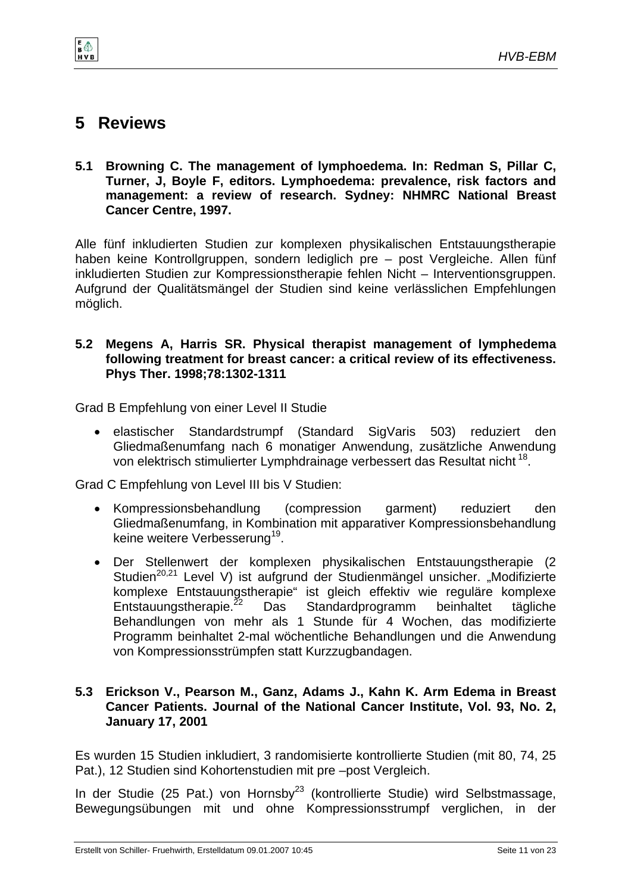# 5 Reviews

## 5.1 Browning C. The management of lymphoedema. In: Redman S, Pillar C, Turner, J, Boyle F, editors. Lymphoedema: prevalence, risk factors and management: a review of research. Sydney: NHMRC National Breast Cancer Centre, 1997.

Alle fünf inkludierten Studien zur komplexen physikalischen Entstauungstherapie haben keine Kontrollgruppen, sondern lediglich pre – post Vergleiche. Allen fünf inkludierten Studien zur Kompressionstherapie fehlen Nicht – Interventionsgruppen. Aufgrund der Qualitätsmängel der Studien sind keine verlässlichen Empfehlungen möglich.

## 5.2 Megens A, Harris SR. Physical therapist management of lymphedema following treatment for breast cancer: a critical review of its effectiveness. Phys Ther. 1998;78:1302-1311

Grad B Empfehlung von einer Level II Studie

- elastischer Standardstrumpf (Standard SigVaris 503) reduziert den Gliedmaßenumfang nach 6 monatiger Anwendung, zusätzliche Anwendung von elektrisch stimulierter Lymphdrainage verbessert das Resultat nicht [18].

Grad C Empfehlung von Level III bis V Studien:

- Kompressionsbehandlung (compression garment) reduziert den Gliedmaßenumfang, in Kombination mit apparativer Kompressionsbehandlung keine weitere Verbesserung[19].
- Der Stellenwert der komplexen physikalischen Entstauungstherapie (2 Studien[20,21] Level V) ist aufgrund der Studienmängel unsicher. „Modifizierte komplexe Entstauungstherapie" ist gleich effektiv wie reguläre komplexe Entstauungstherapie.[22] Das Standardprogramm beinhaltet tägliche Behandlungen von mehr als 1 Stunde für 4 Wochen, das modifizierte Programm beinhaltet 2-mal wöchentliche Behandlungen und die Anwendung von Kompressionsstrümpfen statt Kurzzugbandagen.

## 5.3 Erickson V., Pearson M., Ganz, Adams J., Kahn K. Arm Edema in Breast Cancer Patients. Journal of the National Cancer Institute, Vol. 93, No. 2, January 17, 2001

Es wurden 15 Studien inkludiert, 3 randomisierte kontrollierte Studien (mit 80, 74, 25 Pat.), 12 Studien sind Kohortenstudien mit pre –post Vergleich.

In der Studie (25 Pat.) von Hornsby[23] (kontrollierte Studie) wird Selbstmassage, Bewegungsübungen mit und ohne Kompressionsstrumpf verglichen, in der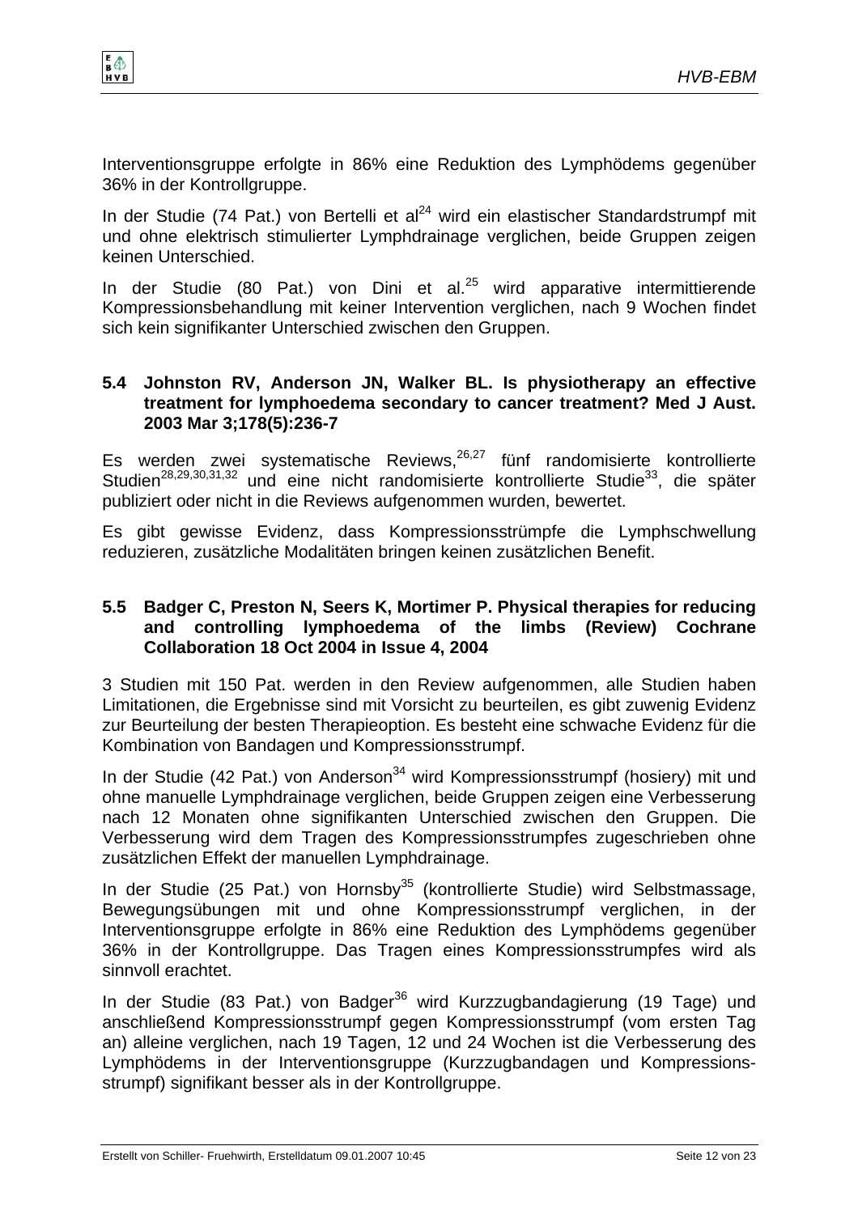Interventionsgruppe erfolgte in 86% eine Reduktion des Lymphödems gegenüber 36% in der Kontrollgruppe.

In der Studie (74 Pat.) von Bertelli et al[24] wird ein elastischer Standardstrumpf mit und ohne elektrisch stimulierter Lymphdrainage verglichen, beide Gruppen zeigen keinen Unterschied.

In der Studie (80 Pat.) von Dini et al.[25] wird apparative intermittierende Kompressionsbehandlung mit keiner Intervention verglichen, nach 9 Wochen findet sich kein signifikanter Unterschied zwischen den Gruppen.

### 5.4 Johnston RV, Anderson JN, Walker BL. Is physiotherapy an effective treatment for lymphoedema secondary to cancer treatment? Med J Aust. 2003 Mar 3;178(5):236-7

Es werden zwei systematische Reviews,[26,27] fünf randomisierte kontrollierte Studien[28,29,30,31,32] und eine nicht randomisierte kontrollierte Studie[33], die später publiziert oder nicht in die Reviews aufgenommen wurden, bewertet.

Es gibt gewisse Evidenz, dass Kompressionsstrümpfe die Lymphschwellung reduzieren, zusätzliche Modalitäten bringen keinen zusätzlichen Benefit.

### 5.5 Badger C, Preston N, Seers K, Mortimer P. Physical therapies for reducing and controlling lymphoedema of the limbs (Review) Cochrane Collaboration 18 Oct 2004 in Issue 4, 2004

3 Studien mit 150 Pat. werden in den Review aufgenommen, alle Studien haben Limitationen, die Ergebnisse sind mit Vorsicht zu beurteilen, es gibt zuwenig Evidenz zur Beurteilung der besten Therapieoption. Es besteht eine schwache Evidenz für die Kombination von Bandagen und Kompressionsstrumpf.

In der Studie (42 Pat.) von Anderson[34] wird Kompressionsstrumpf (hosiery) mit und ohne manuelle Lymphdrainage verglichen, beide Gruppen zeigen eine Verbesserung nach 12 Monaten ohne signifikanten Unterschied zwischen den Gruppen. Die Verbesserung wird dem Tragen des Kompressionsstrumpfes zugeschrieben ohne zusätzlichen Effekt der manuellen Lymphdrainage.

In der Studie (25 Pat.) von Hornsby[35] (kontrollierte Studie) wird Selbstmassage, Bewegungsübungen mit und ohne Kompressionsstrumpf verglichen, in der Interventionsgruppe erfolgte in 86% eine Reduktion des Lymphödems gegenüber 36% in der Kontrollgruppe. Das Tragen eines Kompressionsstrumpfes wird als sinnvoll erachtet.

In der Studie (83 Pat.) von Badger[36] wird Kurzzugbandagierung (19 Tage) und anschließend Kompressionsstrumpf gegen Kompressionsstrumpf (vom ersten Tag an) alleine verglichen, nach 19 Tagen, 12 und 24 Wochen ist die Verbesserung des Lymphödems in der Interventionsgruppe (Kurzzugbandagen und Kompressionsstrumpf) signifikant besser als in der Kontrollgruppe.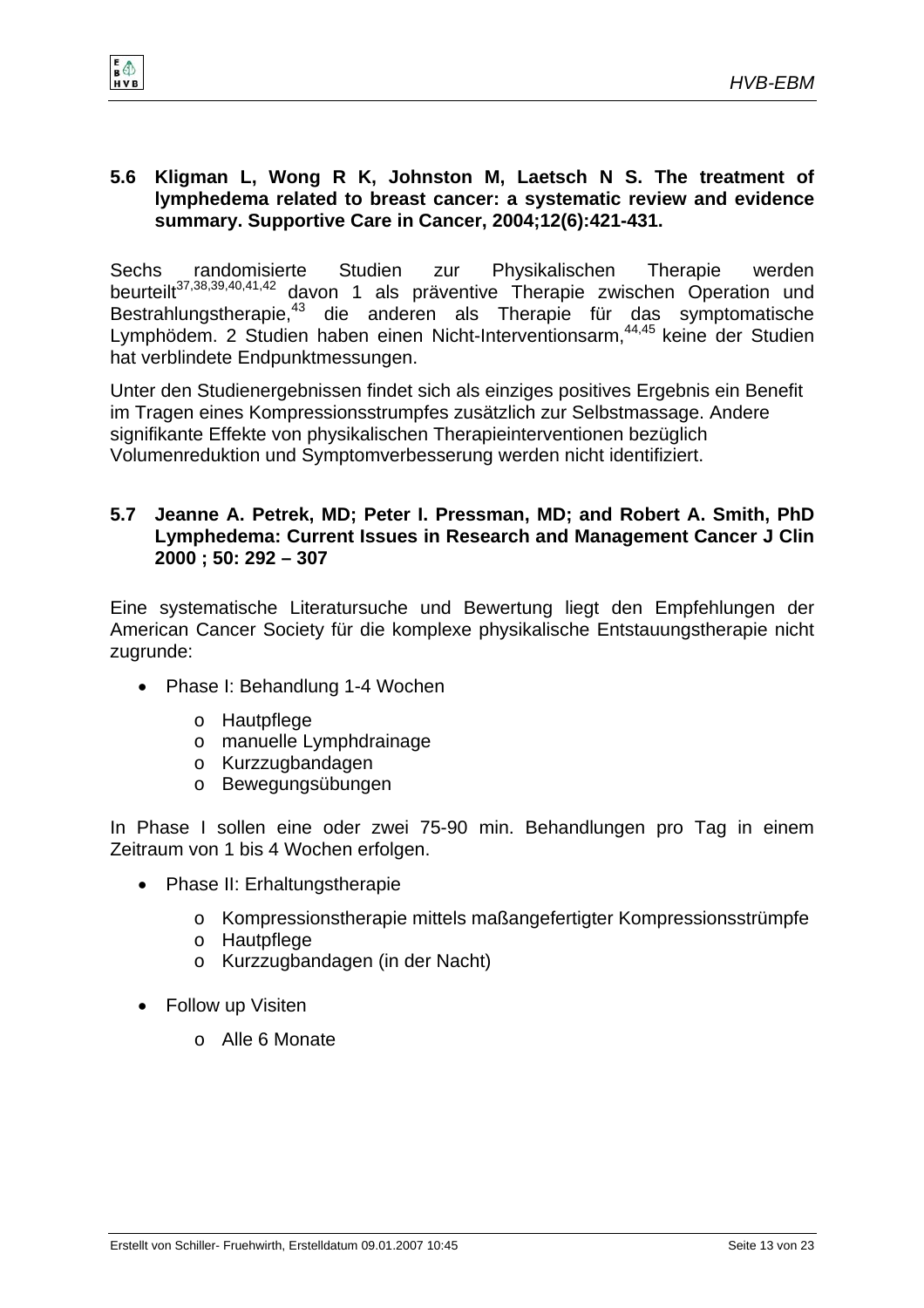## 5.6 Kligman L, Wong R K, Johnston M, Laetsch N S. The treatment of lymphedema related to breast cancer: a systematic review and evidence summary. Supportive Care in Cancer, 2004;12(6):421-431.

Sechs randomisierte Studien zur Physikalischen Therapie werden beurteilt[37,38,39,40,41,42] davon 1 als präventive Therapie zwischen Operation und Bestrahlungstherapie,[43] die anderen als Therapie für das symptomatische Lymphödem. 2 Studien haben einen Nicht-Interventionsarm,[44,45] keine der Studien hat verblindete Endpunktmessungen.

Unter den Studienergebnissen findet sich als einziges positives Ergebnis ein Benefit im Tragen eines Kompressionsstrumpfes zusätzlich zur Selbstmassage. Andere signifikante Effekte von physikalischen Therapieinterventionen bezüglich Volumenreduktion und Symptomverbesserung werden nicht identifiziert.

## 5.7 Jeanne A. Petrek, MD; Peter I. Pressman, MD; and Robert A. Smith, PhD Lymphedema: Current Issues in Research and Management Cancer J Clin 2000 ; 50: 292 – 307

Eine systematische Literatursuche und Bewertung liegt den Empfehlungen der American Cancer Society für die komplexe physikalische Entstauungstherapie nicht zugrunde:

- Phase I: Behandlung 1-4 Wochen
  - Hautpflege
  - manuelle Lymphdrainage
  - Kurzzugbandagen
  - Bewegungsübungen

In Phase I sollen eine oder zwei 75-90 min. Behandlungen pro Tag in einem Zeitraum von 1 bis 4 Wochen erfolgen.

- Phase II: Erhaltungstherapie
  - Kompressionstherapie mittels maßangefertigter Kompressionsstrümpfe
  - Hautpflege
  - Kurzzugbandagen (in der Nacht)

- Follow up Visiten
  - Alle 6 Monate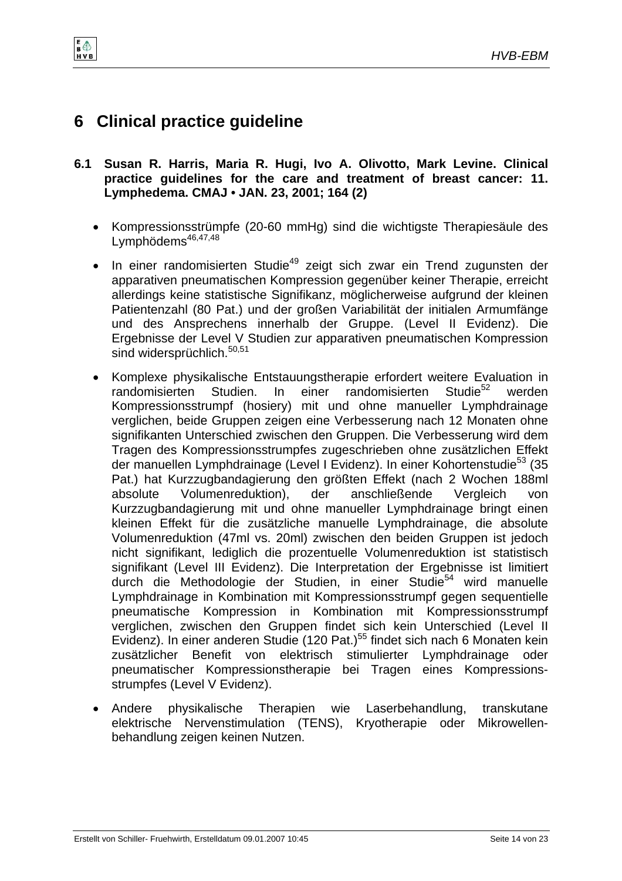# 6 Clinical practice guideline

## 6.1 Susan R. Harris, Maria R. Hugi, Ivo A. Olivotto, Mark Levine. Clinical practice guidelines for the care and treatment of breast cancer: 11. Lymphedema. CMAJ • JAN. 23, 2001; 164 (2)

- Kompressionsstrümpfe (20-60 mmHg) sind die wichtigste Therapiesäule des Lymphödems[46,47,48]
- In einer randomisierten Studie[49] zeigt sich zwar ein Trend zugunsten der apparativen pneumatischen Kompression gegenüber keiner Therapie, erreicht allerdings keine statistische Signifikanz, möglicherweise aufgrund der kleinen Patientenzahl (80 Pat.) und der großen Variabilität der initialen Armumfänge und des Ansprechens innerhalb der Gruppe. (Level II Evidenz). Die Ergebnisse der Level V Studien zur apparativen pneumatischen Kompression sind widersprüchlich.[50,51]
- Komplexe physikalische Entstauungstherapie erfordert weitere Evaluation in randomisierten Studien. In einer randomisierten Studie[52] werden Kompressionsstrumpf (hosiery) mit und ohne manueller Lymphdrainage verglichen, beide Gruppen zeigen eine Verbesserung nach 12 Monaten ohne signifikanten Unterschied zwischen den Gruppen. Die Verbesserung wird dem Tragen des Kompressionsstrumpfes zugeschrieben ohne zusätzlichen Effekt der manuellen Lymphdrainage (Level I Evidenz). In einer Kohortenstudie[53] (35 Pat.) hat Kurzzugbandagierung den größten Effekt (nach 2 Wochen 188ml absolute Volumenreduktion), der anschließende Vergleich von Kurzzugbandagierung mit und ohne manueller Lymphdrainage bringt einen kleinen Effekt für die zusätzliche manuelle Lymphdrainage, die absolute Volumenreduktion (47ml vs. 20ml) zwischen den beiden Gruppen ist jedoch nicht signifikant, lediglich die prozentuelle Volumenreduktion ist statistisch signifikant (Level III Evidenz). Die Interpretation der Ergebnisse ist limitiert durch die Methodologie der Studien, in einer Studie[54] wird manuelle Lymphdrainage in Kombination mit Kompressionsstrumpf gegen sequentielle pneumatische Kompression in Kombination mit Kompressionsstrumpf verglichen, zwischen den Gruppen findet sich kein Unterschied (Level II Evidenz). In einer anderen Studie (120 Pat.)[55] findet sich nach 6 Monaten kein zusätzlicher Benefit von elektrisch stimulierter Lymphdrainage oder pneumatischer Kompressionstherapie bei Tragen eines Kompressionsstrumpfes (Level V Evidenz).
- Andere physikalische Therapien wie Laserbehandlung, transkutane elektrische Nervenstimulation (TENS), Kryotherapie oder Mikrowellenbehandlung zeigen keinen Nutzen.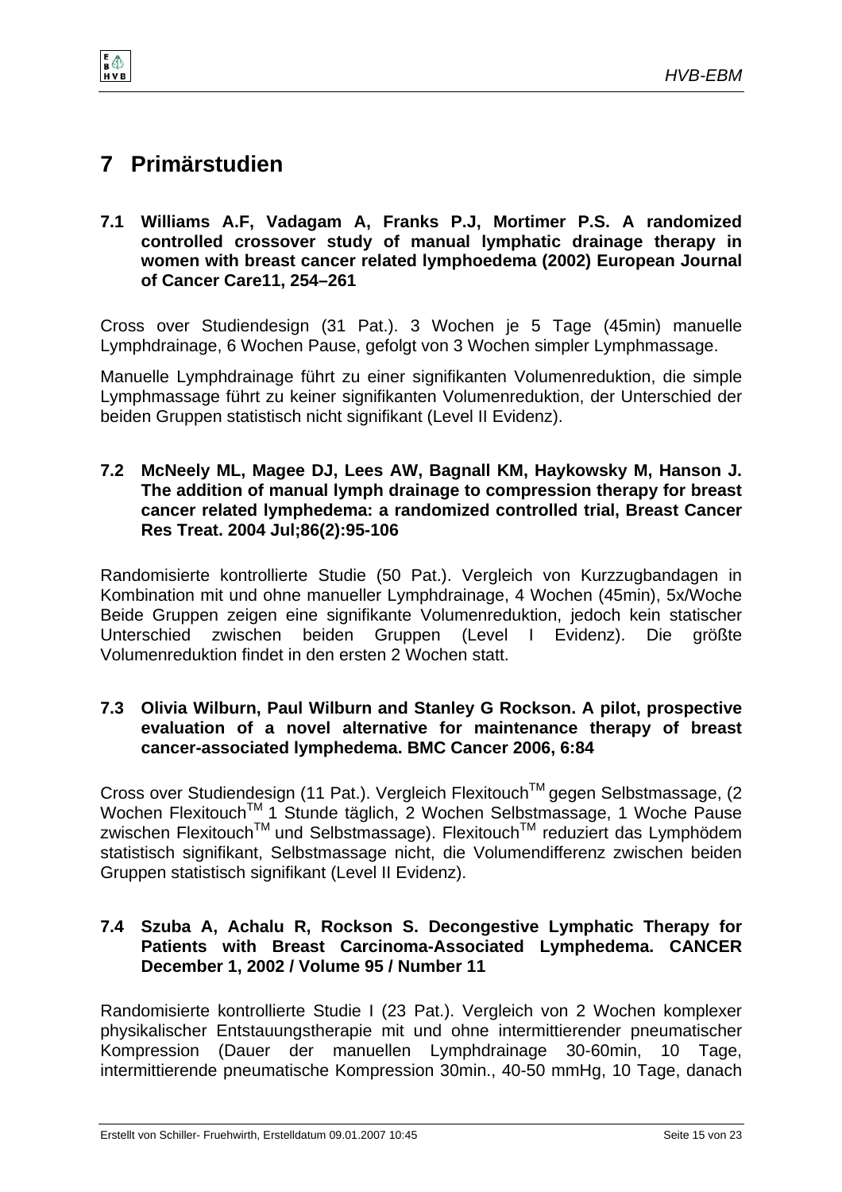# 7 Primärstudien

## 7.1 Williams A.F, Vadagam A, Franks P.J, Mortimer P.S. A randomized controlled crossover study of manual lymphatic drainage therapy in women with breast cancer related lymphoedema (2002) European Journal of Cancer Care11, 254–261

Cross over Studiendesign (31 Pat.). 3 Wochen je 5 Tage (45min) manuelle Lymphdrainage, 6 Wochen Pause, gefolgt von 3 Wochen simpler Lymphmassage.

Manuelle Lymphdrainage führt zu einer signifikanten Volumenreduktion, die simple Lymphmassage führt zu keiner signifikanten Volumenreduktion, der Unterschied der beiden Gruppen statistisch nicht signifikant (Level II Evidenz).

## 7.2 McNeely ML, Magee DJ, Lees AW, Bagnall KM, Haykowsky M, Hanson J. The addition of manual lymph drainage to compression therapy for breast cancer related lymphedema: a randomized controlled trial, Breast Cancer Res Treat. 2004 Jul;86(2):95-106

Randomisierte kontrollierte Studie (50 Pat.). Vergleich von Kurzzugbandagen in Kombination mit und ohne manueller Lymphdrainage, 4 Wochen (45min), 5x/Woche Beide Gruppen zeigen eine signifikante Volumenreduktion, jedoch kein statischer Unterschied zwischen beiden Gruppen (Level I Evidenz). Die größte Volumenreduktion findet in den ersten 2 Wochen statt.

## 7.3 Olivia Wilburn, Paul Wilburn and Stanley G Rockson. A pilot, prospective evaluation of a novel alternative for maintenance therapy of breast cancer-associated lymphedema. BMC Cancer 2006, 6:84

Cross over Studiendesign (11 Pat.). Vergleich Flexitouch™ gegen Selbstmassage, (2 Wochen Flexitouch™ 1 Stunde täglich, 2 Wochen Selbstmassage, 1 Woche Pause zwischen Flexitouch™ und Selbstmassage). Flexitouch™ reduziert das Lymphödem statistisch signifikant, Selbstmassage nicht, die Volumendifferenz zwischen beiden Gruppen statistisch signifikant (Level II Evidenz).

## 7.4 Szuba A, Achalu R, Rockson S. Decongestive Lymphatic Therapy for Patients with Breast Carcinoma-Associated Lymphedema. CANCER December 1, 2002 / Volume 95 / Number 11

Randomisierte kontrollierte Studie I (23 Pat.). Vergleich von 2 Wochen komplexer physikalischer Entstauungstherapie mit und ohne intermittierender pneumatischer Kompression (Dauer der manuellen Lymphdrainage 30-60min, 10 Tage, intermittierende pneumatische Kompression 30min., 40-50 mmHg, 10 Tage, danach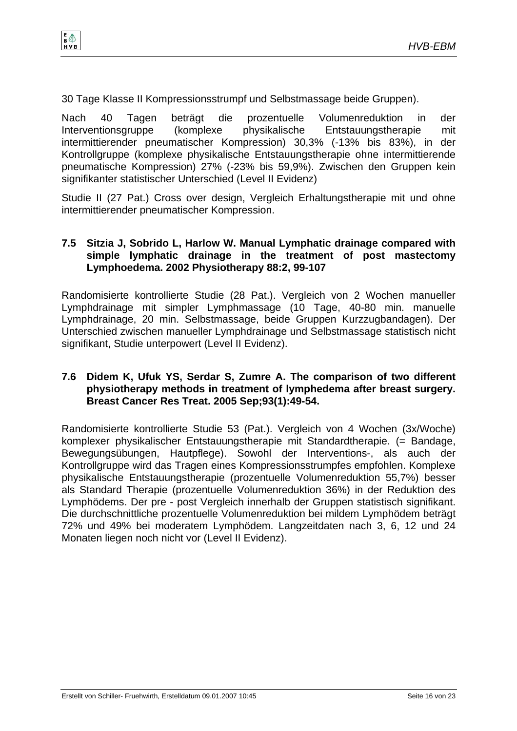30 Tage Klasse II Kompressionsstrumpf und Selbstmassage beide Gruppen).

Nach 40 Tagen beträgt die prozentuelle Volumenreduktion in der Interventionsgruppe (komplexe physikalische Entstauungstherapie mit intermittierender pneumatischer Kompression) 30,3% (-13% bis 83%), in der Kontrollgruppe (komplexe physikalische Entstauungstherapie ohne intermittierende pneumatische Kompression) 27% (-23% bis 59,9%). Zwischen den Gruppen kein signifikanter statistischer Unterschied (Level II Evidenz)

Studie II (27 Pat.) Cross over design, Vergleich Erhaltungstherapie mit und ohne intermittierender pneumatischer Kompression.

### 7.5 Sitzia J, Sobrido L, Harlow W. Manual Lymphatic drainage compared with simple lymphatic drainage in the treatment of post mastectomy Lymphoedema. 2002 Physiotherapy 88:2, 99-107

Randomisierte kontrollierte Studie (28 Pat.). Vergleich von 2 Wochen manueller Lymphdrainage mit simpler Lymphmassage (10 Tage, 40-80 min. manuelle Lymphdrainage, 20 min. Selbstmassage, beide Gruppen Kurzzugbandagen). Der Unterschied zwischen manueller Lymphdrainage und Selbstmassage statistisch nicht signifikant, Studie unterpowert (Level II Evidenz).

### 7.6 Didem K, Ufuk YS, Serdar S, Zumre A. The comparison of two different physiotherapy methods in treatment of lymphedema after breast surgery. Breast Cancer Res Treat. 2005 Sep;93(1):49-54.

Randomisierte kontrollierte Studie 53 (Pat.). Vergleich von 4 Wochen (3x/Woche) komplexer physikalischer Entstauungstherapie mit Standardtherapie. (= Bandage, Bewegungsübungen, Hautpflege). Sowohl der Interventions-, als auch der Kontrollgruppe wird das Tragen eines Kompressionsstrumpfes empfohlen. Komplexe physikalische Entstauungstherapie (prozentuelle Volumenreduktion 55,7%) besser als Standard Therapie (prozentuelle Volumenreduktion 36%) in der Reduktion des Lymphödems. Der pre - post Vergleich innerhalb der Gruppen statistisch signifikant. Die durchschnittliche prozentuelle Volumenreduktion bei mildem Lymphödem beträgt 72% und 49% bei moderatem Lymphödem. Langzeitdaten nach 3, 6, 12 und 24 Monaten liegen noch nicht vor (Level II Evidenz).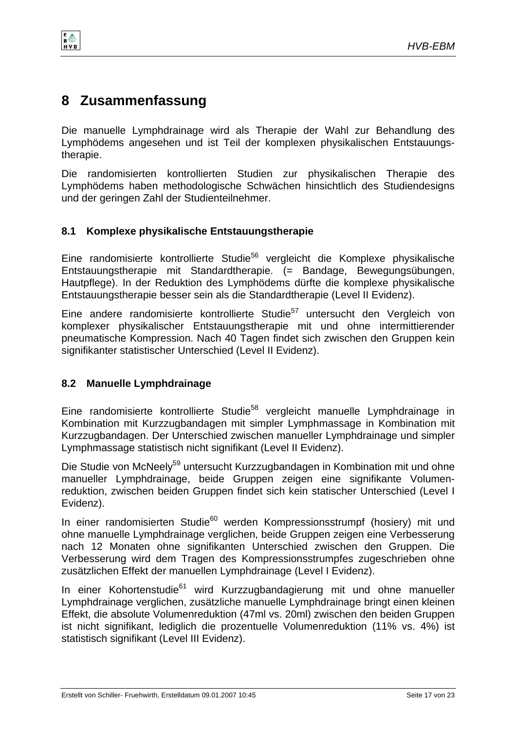# 8 Zusammenfassung

Die manuelle Lymphdrainage wird als Therapie der Wahl zur Behandlung des Lymphödems angesehen und ist Teil der komplexen physikalischen Entstauungstherapie.

Die randomisierten kontrollierten Studien zur physikalischen Therapie des Lymphödems haben methodologische Schwächen hinsichtlich des Studiendesigns und der geringen Zahl der Studienteilnehmer.

## 8.1 Komplexe physikalische Entstauungstherapie

Eine randomisierte kontrollierte Studie[56] vergleicht die Komplexe physikalische Entstauungstherapie mit Standardtherapie. (= Bandage, Bewegungsübungen, Hautpflege). In der Reduktion des Lymphödems dürfte die komplexe physikalische Entstauungstherapie besser sein als die Standardtherapie (Level II Evidenz).

Eine andere randomisierte kontrollierte Studie[57] untersucht den Vergleich von komplexer physikalischer Entstauungstherapie mit und ohne intermittierender pneumatische Kompression. Nach 40 Tagen findet sich zwischen den Gruppen kein signifikanter statistischer Unterschied (Level II Evidenz).

## 8.2 Manuelle Lymphdrainage

Eine randomisierte kontrollierte Studie[58] vergleicht manuelle Lymphdrainage in Kombination mit Kurzzugbandagen mit simpler Lymphmassage in Kombination mit Kurzzugbandagen. Der Unterschied zwischen manueller Lymphdrainage und simpler Lymphmassage statistisch nicht signifikant (Level II Evidenz).

Die Studie von McNeely[59] untersucht Kurzzugbandagen in Kombination mit und ohne manueller Lymphdrainage, beide Gruppen zeigen eine signifikante Volumenreduktion, zwischen beiden Gruppen findet sich kein statischer Unterschied (Level I Evidenz).

In einer randomisierten Studie[60] werden Kompressionsstrumpf (hosiery) mit und ohne manuelle Lymphdrainage verglichen, beide Gruppen zeigen eine Verbesserung nach 12 Monaten ohne signifikanten Unterschied zwischen den Gruppen. Die Verbesserung wird dem Tragen des Kompressionsstrumpfes zugeschrieben ohne zusätzlichen Effekt der manuellen Lymphdrainage (Level I Evidenz).

In einer Kohortenstudie[61] wird Kurzzugbandagierung mit und ohne manueller Lymphdrainage verglichen, zusätzliche manuelle Lymphdrainage bringt einen kleinen Effekt, die absolute Volumenreduktion (47ml vs. 20ml) zwischen den beiden Gruppen ist nicht signifikant, lediglich die prozentuelle Volumenreduktion (11% vs. 4%) ist statistisch signifikant (Level III Evidenz).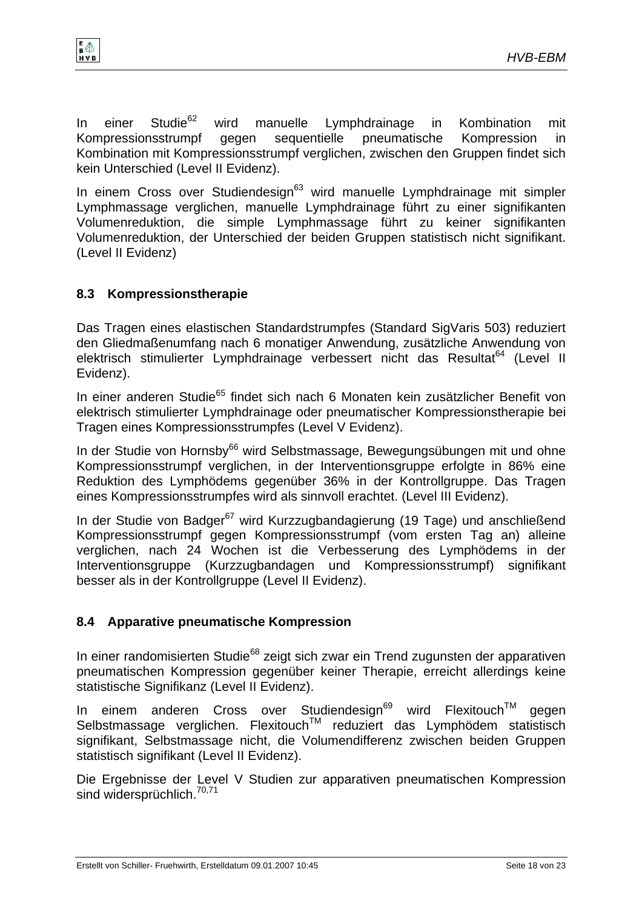In einer Studie[62] wird manuelle Lymphdrainage in Kombination mit Kompressionsstrumpf gegen sequentielle pneumatische Kompression in Kombination mit Kompressionsstrumpf verglichen, zwischen den Gruppen findet sich kein Unterschied (Level II Evidenz).

In einem Cross over Studiendesign[63] wird manuelle Lymphdrainage mit simpler Lymphmassage verglichen, manuelle Lymphdrainage führt zu einer signifikanten Volumenreduktion, die simple Lymphmassage führt zu keiner signifikanten Volumenreduktion, der Unterschied der beiden Gruppen statistisch nicht signifikant. (Level II Evidenz)

### 8.3 Kompressionstherapie

Das Tragen eines elastischen Standardstrumpfes (Standard SigVaris 503) reduziert den Gliedmaßenumfang nach 6 monatiger Anwendung, zusätzliche Anwendung von elektrisch stimulierter Lymphdrainage verbessert nicht das Resultat[64] (Level II Evidenz).

In einer anderen Studie[65] findet sich nach 6 Monaten kein zusätzlicher Benefit von elektrisch stimulierter Lymphdrainage oder pneumatischer Kompressionstherapie bei Tragen eines Kompressionsstrumpfes (Level V Evidenz).

In der Studie von Hornsby[66] wird Selbstmassage, Bewegungsübungen mit und ohne Kompressionsstrumpf verglichen, in der Interventionsgruppe erfolgte in 86% eine Reduktion des Lymphödems gegenüber 36% in der Kontrollgruppe. Das Tragen eines Kompressionsstrumpfes wird als sinnvoll erachtet. (Level III Evidenz).

In der Studie von Badger[67] wird Kurzzugbandagierung (19 Tage) und anschließend Kompressionsstrumpf gegen Kompressionsstrumpf (vom ersten Tag an) alleine verglichen, nach 24 Wochen ist die Verbesserung des Lymphödems in der Interventionsgruppe (Kurzzugbandagen und Kompressionsstrumpf) signifikant besser als in der Kontrollgruppe (Level II Evidenz).

### 8.4 Apparative pneumatische Kompression

In einer randomisierten Studie[68] zeigt sich zwar ein Trend zugunsten der apparativen pneumatischen Kompression gegenüber keiner Therapie, erreicht allerdings keine statistische Signifikanz (Level II Evidenz).

In einem anderen Cross over Studiendesign[69] wird Flexitouch™ gegen Selbstmassage verglichen. Flexitouch™ reduziert das Lymphödem statistisch signifikant, Selbstmassage nicht, die Volumendifferenz zwischen beiden Gruppen statistisch signifikant (Level II Evidenz).

Die Ergebnisse der Level V Studien zur apparativen pneumatischen Kompression sind widersprüchlich.[70,71]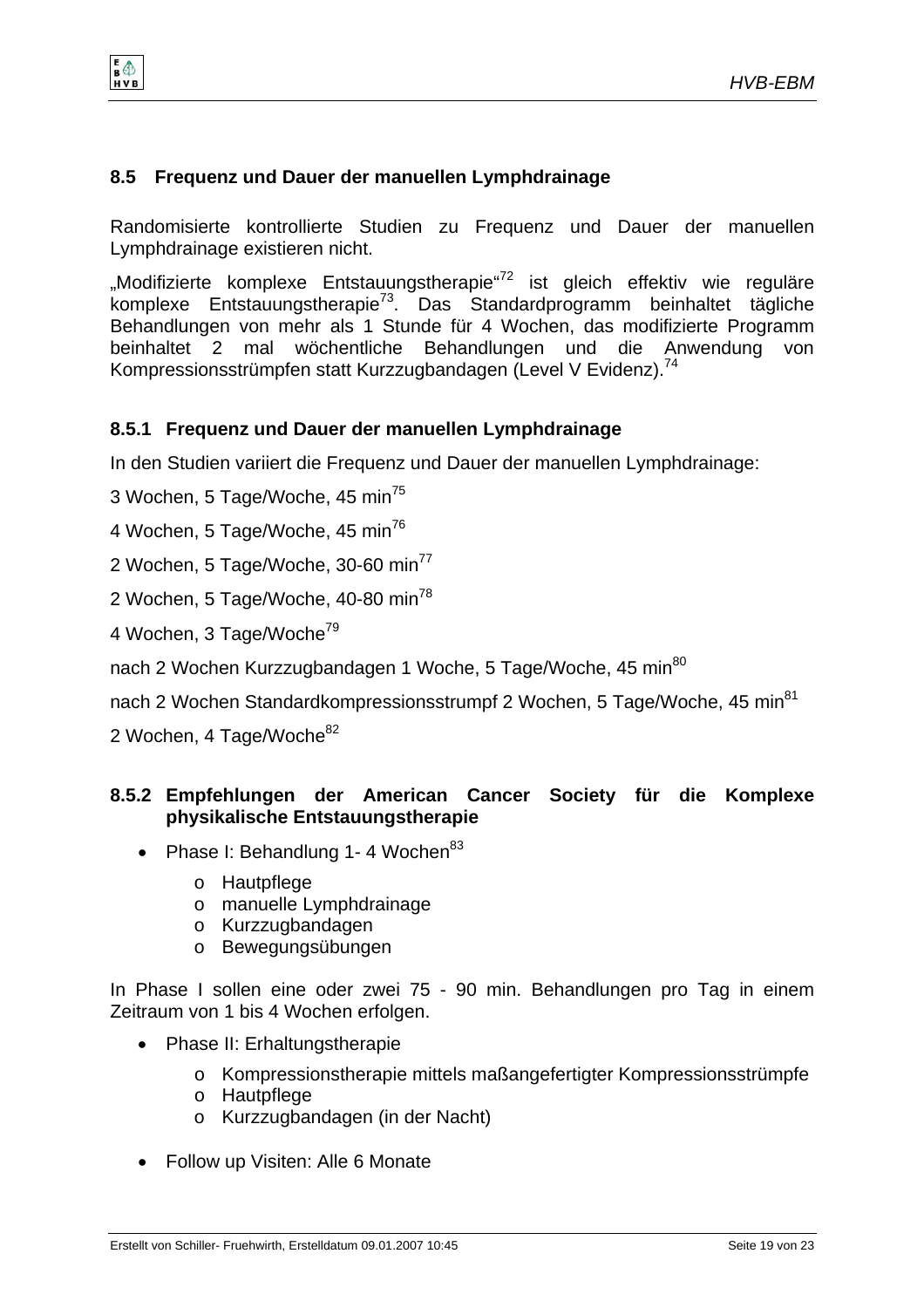## 8.5 Frequenz und Dauer der manuellen Lymphdrainage

Randomisierte kontrollierte Studien zu Frequenz und Dauer der manuellen Lymphdrainage existieren nicht.

„Modifizierte komplexe Entstauungstherapie“[72] ist gleich effektiv wie reguläre komplexe Entstauungstherapie[73]. Das Standardprogramm beinhaltet tägliche Behandlungen von mehr als 1 Stunde für 4 Wochen, das modifizierte Programm beinhaltet 2 mal wöchentliche Behandlungen und die Anwendung von Kompressionsstrümpfen statt Kurzzugbandagen (Level V Evidenz).[74]

### 8.5.1 Frequenz und Dauer der manuellen Lymphdrainage

In den Studien variiert die Frequenz und Dauer der manuellen Lymphdrainage:

3 Wochen, 5 Tage/Woche, 45 min[75]

4 Wochen, 5 Tage/Woche, 45 min[76]

2 Wochen, 5 Tage/Woche, 30-60 min[77]

2 Wochen, 5 Tage/Woche, 40-80 min[78]

4 Wochen, 3 Tage/Woche[79]

nach 2 Wochen Kurzzugbandagen 1 Woche, 5 Tage/Woche, 45 min[80]

nach 2 Wochen Standardkompressionsstrumpf 2 Wochen, 5 Tage/Woche, 45 min[81]

2 Wochen, 4 Tage/Woche[82]

### 8.5.2 Empfehlungen der American Cancer Society für die Komplexe physikalische Entstauungstherapie

- Phase I: Behandlung 1- 4 Wochen[83]
    - Hautpflege
    - manuelle Lymphdrainage
    - Kurzzugbandagen
    - Bewegungsübungen

In Phase I sollen eine oder zwei 75 - 90 min. Behandlungen pro Tag in einem Zeitraum von 1 bis 4 Wochen erfolgen.

- Phase II: Erhaltungstherapie
    - Kompressionstherapie mittels maßangefertigter Kompressionsstrümpfe
    - Hautpflege
    - Kurzzugbandagen (in der Nacht)

- Follow up Visiten: Alle 6 Monate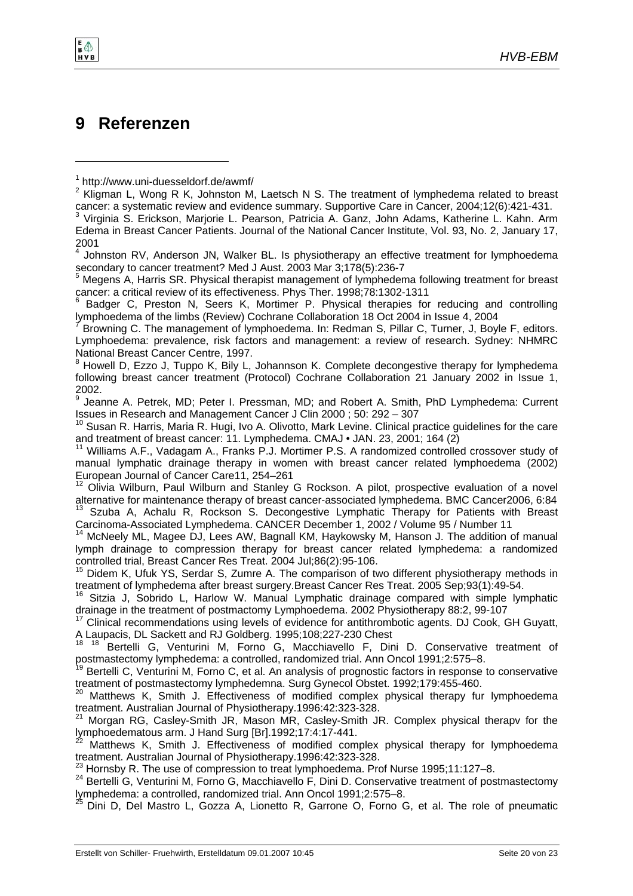# 9 Referenzen

[1] http://www.uni-duesseldorf.de/awmf/

[2] Kligman L, Wong R K, Johnston M, Laetsch N S. The treatment of lymphedema related to breast cancer: a systematic review and evidence summary. Supportive Care in Cancer, 2004;12(6):421-431.

[3] Virginia S. Erickson, Marjorie L. Pearson, Patricia A. Ganz, John Adams, Katherine L. Kahn. Arm Edema in Breast Cancer Patients. Journal of the National Cancer Institute, Vol. 93, No. 2, January 17, 2001

[4] Johnston RV, Anderson JN, Walker BL. Is physiotherapy an effective treatment for lymphoedema secondary to cancer treatment? Med J Aust. 2003 Mar 3;178(5):236-7

[5] Megens A, Harris SR. Physical therapist management of lymphedema following treatment for breast cancer: a critical review of its effectiveness. Phys Ther. 1998;78:1302-1311

[6] Badger C, Preston N, Seers K, Mortimer P. Physical therapies for reducing and controlling lymphoedema of the limbs (Review) Cochrane Collaboration 18 Oct 2004 in Issue 4, 2004

[7] Browning C. The management of lymphoedema. In: Redman S, Pillar C, Turner, J, Boyle F, editors. Lymphoedema: prevalence, risk factors and management: a review of research. Sydney: NHMRC National Breast Cancer Centre, 1997.

[8] Howell D, Ezzo J, Tuppo K, Bily L, Johannson K. Complete decongestive therapy for lymphedema following breast cancer treatment (Protocol) Cochrane Collaboration 21 January 2002 in Issue 1, 2002.

[9] Jeanne A. Petrek, MD; Peter I. Pressman, MD; and Robert A. Smith, PhD Lymphedema: Current Issues in Research and Management Cancer J Clin 2000 ; 50: 292 – 307

[10] Susan R. Harris, Maria R. Hugi, Ivo A. Olivotto, Mark Levine. Clinical practice guidelines for the care and treatment of breast cancer: 11. Lymphedema. CMAJ • JAN. 23, 2001; 164 (2)

[11] Williams A.F., Vadagam A., Franks P.J. Mortimer P.S. A randomized controlled crossover study of manual lymphatic drainage therapy in women with breast cancer related lymphoedema (2002) European Journal of Cancer Care11, 254–261

[12] Olivia Wilburn, Paul Wilburn and Stanley G Rockson. A pilot, prospective evaluation of a novel alternative for maintenance therapy of breast cancer-associated lymphedema. BMC Cancer2006, 6:84

[13] Szuba A, Achalu R, Rockson S. Decongestive Lymphatic Therapy for Patients with Breast Carcinoma-Associated Lymphedema. CANCER December 1, 2002 / Volume 95 / Number 11

[14] McNeely ML, Magee DJ, Lees AW, Bagnall KM, Haykowsky M, Hanson J. The addition of manual lymph drainage to compression therapy for breast cancer related lymphedema: a randomized controlled trial, Breast Cancer Res Treat. 2004 Jul;86(2):95-106.

[15] Didem K, Ufuk YS, Serdar S, Zumre A. The comparison of two different physiotherapy methods in treatment of lymphedema after breast surgery.Breast Cancer Res Treat. 2005 Sep;93(1):49-54.

[16] Sitzia J, Sobrido L, Harlow W. Manual Lymphatic drainage compared with simple lymphatic drainage in the treatment of postmactomy Lymphoedema. 2002 Physiotherapy 88:2, 99-107

[17] Clinical recommendations using levels of evidence for antithrombotic agents. DJ Cook, GH Guyatt, A Laupacis, DL Sackett and RJ Goldberg. 1995;108;227-230 Chest

[18] [18] Bertelli G, Venturini M, Forno G, Macchiavello F, Dini D. Conservative treatment of postmastectomy lymphedema: a controlled, randomized trial. Ann Oncol 1991;2:575–8.

[19] Bertelli C, Venturini M, Forno C, et al. An analysis of prognostic factors in response to conservative treatment of postmastectomy lymphedemna. Surg Gynecol Obstet. 1992;179:455-460.

[20] Matthews K, Smith J. Effectiveness of modified complex physical therapy fur lymphoedema treatment. Australian Journal of Physiotherapy.1996:42:323-328.

[21] Morgan RG, Casley-Smith JR, Mason MR, Casley-Smith JR. Complex physical therapv for the lymphoedematous arm. J Hand Surg [Br].1992;17:4:17-441.

[22] Matthews K, Smith J. Effectiveness of modified complex physical therapy for lymphoedema treatment. Australian Journal of Physiotherapy.1996:42:323-328.

[23] Hornsby R. The use of compression to treat lymphoedema. Prof Nurse 1995;11:127–8.

[24] Bertelli G, Venturini M, Forno G, Macchiavello F, Dini D. Conservative treatment of postmastectomy lymphedema: a controlled, randomized trial. Ann Oncol 1991;2:575–8.

[25] Dini D, Del Mastro L, Gozza A, Lionetto R, Garrone O, Forno G, et al. The role of pneumatic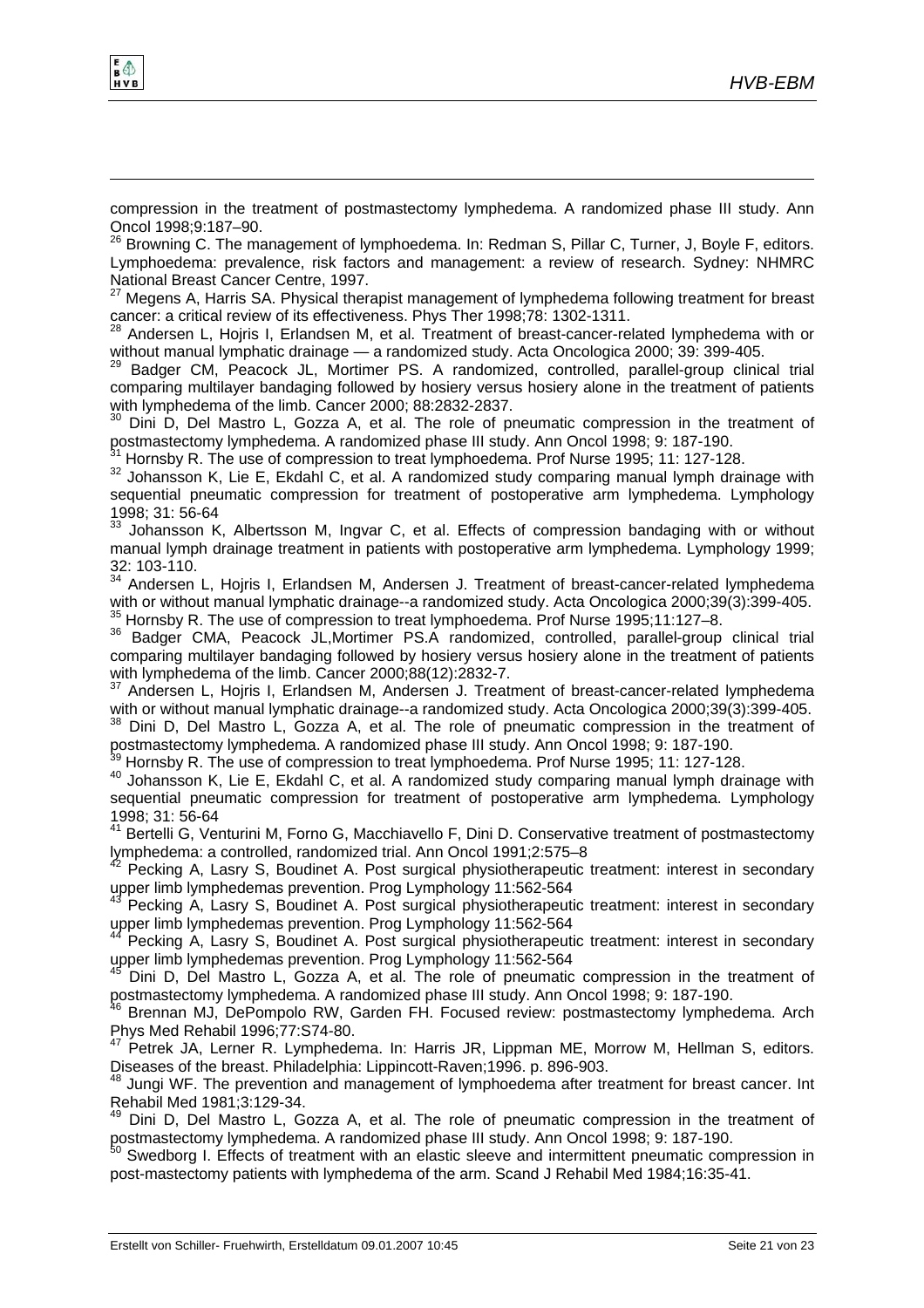compression in the treatment of postmastectomy lymphedema. A randomized phase III study. Ann Oncol 1998;9:187–90.

[26] Browning C. The management of lymphoedema. In: Redman S, Pillar C, Turner, J, Boyle F, editors. Lymphoedema: prevalence, risk factors and management: a review of research. Sydney: NHMRC National Breast Cancer Centre, 1997.

[27] Megens A, Harris SA. Physical therapist management of lymphedema following treatment for breast cancer: a critical review of its effectiveness. Phys Ther 1998;78: 1302-1311.

[28] Andersen L, Hojris I, Erlandsen M, et al. Treatment of breast-cancer-related lymphedema with or without manual lymphatic drainage — a randomized study. Acta Oncologica 2000; 39: 399-405.

[29] Badger CM, Peacock JL, Mortimer PS. A randomized, controlled, parallel-group clinical trial comparing multilayer bandaging followed by hosiery versus hosiery alone in the treatment of patients with lymphedema of the limb. Cancer 2000; 88:2832-2837.

[30] Dini D, Del Mastro L, Gozza A, et al. The role of pneumatic compression in the treatment of postmastectomy lymphedema. A randomized phase III study. Ann Oncol 1998; 9: 187-190.

[31] Hornsby R. The use of compression to treat lymphoedema. Prof Nurse 1995; 11: 127-128.

[32] Johansson K, Lie E, Ekdahl C, et al. A randomized study comparing manual lymph drainage with sequential pneumatic compression for treatment of postoperative arm lymphedema. Lymphology 1998; 31: 56-64

[33] Johansson K, Albertsson M, Ingvar C, et al. Effects of compression bandaging with or without manual lymph drainage treatment in patients with postoperative arm lymphedema. Lymphology 1999; 32: 103-110.

[34] Andersen L, Hojris I, Erlandsen M, Andersen J. Treatment of breast-cancer-related lymphedema with or without manual lymphatic drainage--a randomized study. Acta Oncologica 2000;39(3):399-405.

[35] Hornsby R. The use of compression to treat lymphoedema. Prof Nurse 1995;11:127–8.

[36] Badger CMA, Peacock JL,Mortimer PS.A randomized, controlled, parallel-group clinical trial comparing multilayer bandaging followed by hosiery versus hosiery alone in the treatment of patients with lymphedema of the limb. Cancer 2000;88(12):2832-7.

[37] Andersen L, Hojris I, Erlandsen M, Andersen J. Treatment of breast-cancer-related lymphedema with or without manual lymphatic drainage--a randomized study. Acta Oncologica 2000;39(3):399-405.

[38] Dini D, Del Mastro L, Gozza A, et al. The role of pneumatic compression in the treatment of postmastectomy lymphedema. A randomized phase III study. Ann Oncol 1998; 9: 187-190.

[39] Hornsby R. The use of compression to treat lymphoedema. Prof Nurse 1995; 11: 127-128.

[40] Johansson K, Lie E, Ekdahl C, et al. A randomized study comparing manual lymph drainage with sequential pneumatic compression for treatment of postoperative arm lymphedema. Lymphology 1998; 31: 56-64

[41] Bertelli G, Venturini M, Forno G, Macchiavello F, Dini D. Conservative treatment of postmastectomy lymphedema: a controlled, randomized trial. Ann Oncol 1991;2:575–8

[42] Pecking A, Lasry S, Boudinet A. Post surgical physiotherapeutic treatment: interest in secondary upper limb lymphedemas prevention. Prog Lymphology 11:562-564

[43] Pecking A, Lasry S, Boudinet A. Post surgical physiotherapeutic treatment: interest in secondary upper limb lymphedemas prevention. Prog Lymphology 11:562-564

[44] Pecking A, Lasry S, Boudinet A. Post surgical physiotherapeutic treatment: interest in secondary upper limb lymphedemas prevention. Prog Lymphology 11:562-564

[45] Dini D, Del Mastro L, Gozza A, et al. The role of pneumatic compression in the treatment of postmastectomy lymphedema. A randomized phase III study. Ann Oncol 1998; 9: 187-190.

[46] Brennan MJ, DePompolo RW, Garden FH. Focused review: postmastectomy lymphedema. Arch Phys Med Rehabil 1996;77:S74-80.

[47] Petrek JA, Lerner R. Lymphedema. In: Harris JR, Lippman ME, Morrow M, Hellman S, editors. Diseases of the breast. Philadelphia: Lippincott-Raven;1996. p. 896-903.

[48] Jungi WF. The prevention and management of lymphoedema after treatment for breast cancer. Int Rehabil Med 1981;3:129-34.

[49] Dini D, Del Mastro L, Gozza A, et al. The role of pneumatic compression in the treatment of postmastectomy lymphedema. A randomized phase III study. Ann Oncol 1998; 9: 187-190.

[50] Swedborg I. Effects of treatment with an elastic sleeve and intermittent pneumatic compression in post-mastectomy patients with lymphedema of the arm. Scand J Rehabil Med 1984;16:35-41.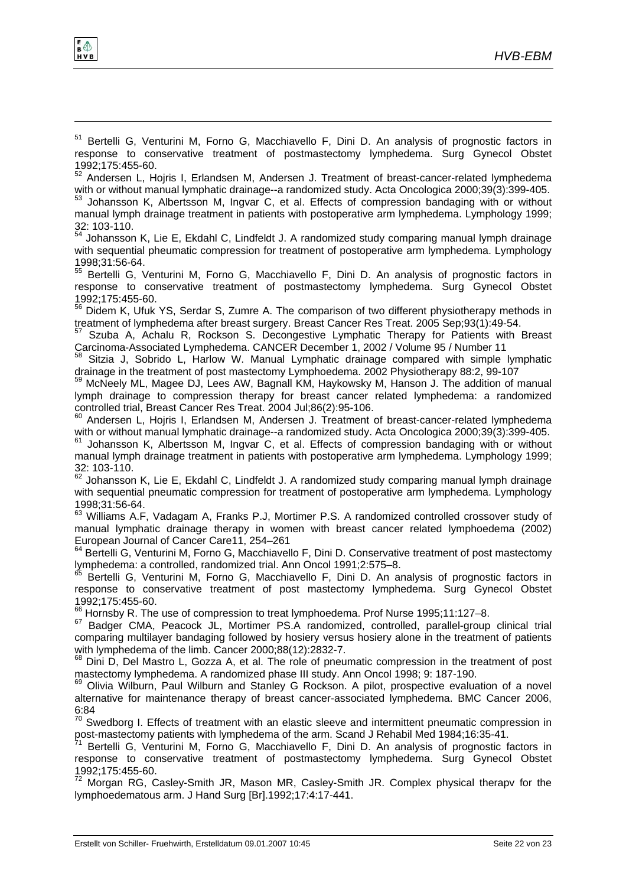[51] Bertelli G, Venturini M, Forno G, Macchiavello F, Dini D. An analysis of prognostic factors in response to conservative treatment of postmastectomy lymphedema. Surg Gynecol Obstet 1992;175:455-60.

[52] Andersen L, Hojris I, Erlandsen M, Andersen J. Treatment of breast-cancer-related lymphedema with or without manual lymphatic drainage--a randomized study. Acta Oncologica 2000;39(3):399-405.

[53] Johansson K, Albertsson M, Ingvar C, et al. Effects of compression bandaging with or without manual lymph drainage treatment in patients with postoperative arm lymphedema. Lymphology 1999; 32: 103-110.

[54] Johansson K, Lie E, Ekdahl C, Lindfeldt J. A randomized study comparing manual lymph drainage with sequential pheumatic compression for treatment of postoperative arm lymphedema. Lymphology 1998;31:56-64.

[55] Bertelli G, Venturini M, Forno G, Macchiavello F, Dini D. An analysis of prognostic factors in response to conservative treatment of postmastectomy lymphedema. Surg Gynecol Obstet 1992;175:455-60.

[56] Didem K, Ufuk YS, Serdar S, Zumre A. The comparison of two different physiotherapy methods in treatment of lymphedema after breast surgery. Breast Cancer Res Treat. 2005 Sep;93(1):49-54.

[57] Szuba A, Achalu R, Rockson S. Decongestive Lymphatic Therapy for Patients with Breast Carcinoma-Associated Lymphedema. CANCER December 1, 2002 / Volume 95 / Number 11

[58] Sitzia J, Sobrido L, Harlow W. Manual Lymphatic drainage compared with simple lymphatic drainage in the treatment of post mastectomy Lymphoedema. 2002 Physiotherapy 88:2, 99-107

[59] McNeely ML, Magee DJ, Lees AW, Bagnall KM, Haykowsky M, Hanson J. The addition of manual lymph drainage to compression therapy for breast cancer related lymphedema: a randomized controlled trial, Breast Cancer Res Treat. 2004 Jul;86(2):95-106.

[60] Andersen L, Hojris I, Erlandsen M, Andersen J. Treatment of breast-cancer-related lymphedema with or without manual lymphatic drainage--a randomized study. Acta Oncologica 2000;39(3):399-405.

[61] Johansson K, Albertsson M, Ingvar C, et al. Effects of compression bandaging with or without manual lymph drainage treatment in patients with postoperative arm lymphedema. Lymphology 1999; 32: 103-110.

[62] Johansson K, Lie E, Ekdahl C, Lindfeldt J. A randomized study comparing manual lymph drainage with sequential pneumatic compression for treatment of postoperative arm lymphedema. Lymphology 1998;31:56-64.

[63] Williams A.F, Vadagam A, Franks P.J, Mortimer P.S. A randomized controlled crossover study of manual lymphatic drainage therapy in women with breast cancer related lymphoedema (2002) European Journal of Cancer Care11, 254–261

[64] Bertelli G, Venturini M, Forno G, Macchiavello F, Dini D. Conservative treatment of post mastectomy lymphedema: a controlled, randomized trial. Ann Oncol 1991;2:575–8.

[65] Bertelli G, Venturini M, Forno G, Macchiavello F, Dini D. An analysis of prognostic factors in response to conservative treatment of post mastectomy lymphedema. Surg Gynecol Obstet 1992;175:455-60.

[66] Hornsby R. The use of compression to treat lymphoedema. Prof Nurse 1995;11:127–8.

[67] Badger CMA, Peacock JL, Mortimer PS.A randomized, controlled, parallel-group clinical trial comparing multilayer bandaging followed by hosiery versus hosiery alone in the treatment of patients with lymphedema of the limb. Cancer 2000;88(12):2832-7.

[68] Dini D, Del Mastro L, Gozza A, et al. The role of pneumatic compression in the treatment of post mastectomy lymphedema. A randomized phase III study. Ann Oncol 1998; 9: 187-190.

[69] Olivia Wilburn, Paul Wilburn and Stanley G Rockson. A pilot, prospective evaluation of a novel alternative for maintenance therapy of breast cancer-associated lymphedema. BMC Cancer 2006, 6:84

[70] Swedborg I. Effects of treatment with an elastic sleeve and intermittent pneumatic compression in post-mastectomy patients with lymphedema of the arm. Scand J Rehabil Med 1984;16:35-41.

[71] Bertelli G, Venturini M, Forno G, Macchiavello F, Dini D. An analysis of prognostic factors in response to conservative treatment of postmastectomy lymphedema. Surg Gynecol Obstet 1992;175:455-60.

[72] Morgan RG, Casley-Smith JR, Mason MR, Casley-Smith JR. Complex physical therapv for the lymphoedematous arm. J Hand Surg [Br].1992;17:4:17-441.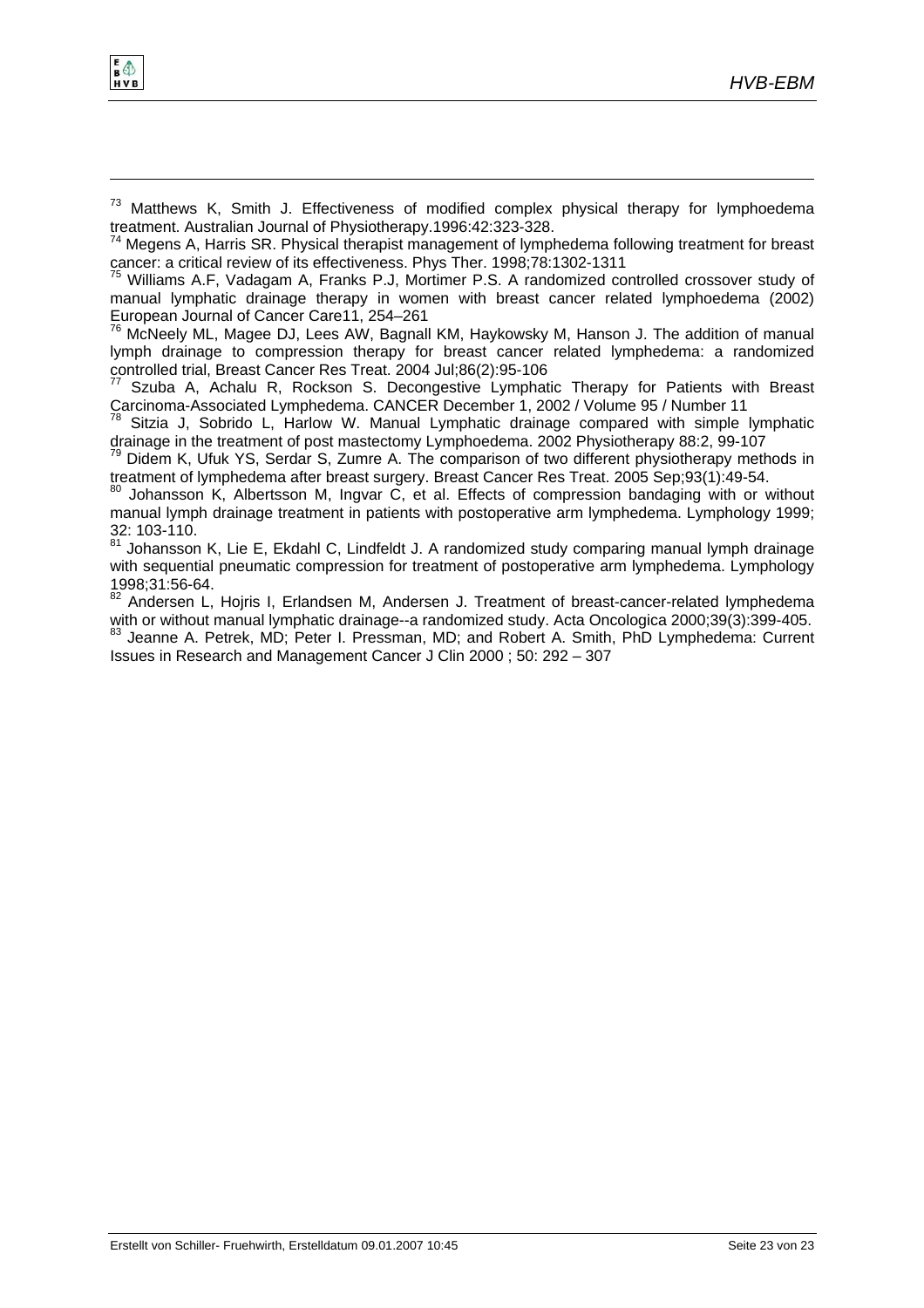[73] Matthews K, Smith J. Effectiveness of modified complex physical therapy for lymphoedema treatment. Australian Journal of Physiotherapy.1996:42:323-328.

[74] Megens A, Harris SR. Physical therapist management of lymphedema following treatment for breast cancer: a critical review of its effectiveness. Phys Ther. 1998;78:1302-1311

[75] Williams A.F, Vadagam A, Franks P.J, Mortimer P.S. A randomized controlled crossover study of manual lymphatic drainage therapy in women with breast cancer related lymphoedema (2002) European Journal of Cancer Care11, 254–261

[76] McNeely ML, Magee DJ, Lees AW, Bagnall KM, Haykowsky M, Hanson J. The addition of manual lymph drainage to compression therapy for breast cancer related lymphedema: a randomized controlled trial, Breast Cancer Res Treat. 2004 Jul;86(2):95-106

[77] Szuba A, Achalu R, Rockson S. Decongestive Lymphatic Therapy for Patients with Breast Carcinoma-Associated Lymphedema. CANCER December 1, 2002 / Volume 95 / Number 11

[78] Sitzia J, Sobrido L, Harlow W. Manual Lymphatic drainage compared with simple lymphatic drainage in the treatment of post mastectomy Lymphoedema. 2002 Physiotherapy 88:2, 99-107

[79] Didem K, Ufuk YS, Serdar S, Zumre A. The comparison of two different physiotherapy methods in treatment of lymphedema after breast surgery. Breast Cancer Res Treat. 2005 Sep;93(1):49-54.

[80] Johansson K, Albertsson M, Ingvar C, et al. Effects of compression bandaging with or without manual lymph drainage treatment in patients with postoperative arm lymphedema. Lymphology 1999; 32: 103-110.

[81] Johansson K, Lie E, Ekdahl C, Lindfeldt J. A randomized study comparing manual lymph drainage with sequential pneumatic compression for treatment of postoperative arm lymphedema. Lymphology 1998;31:56-64.

[82] Andersen L, Hojris I, Erlandsen M, Andersen J. Treatment of breast-cancer-related lymphedema with or without manual lymphatic drainage--a randomized study. Acta Oncologica 2000;39(3):399-405.

[83] Jeanne A. Petrek, MD; Peter I. Pressman, MD; and Robert A. Smith, PhD Lymphedema: Current Issues in Research and Management Cancer J Clin 2000 ; 50: 292 – 307